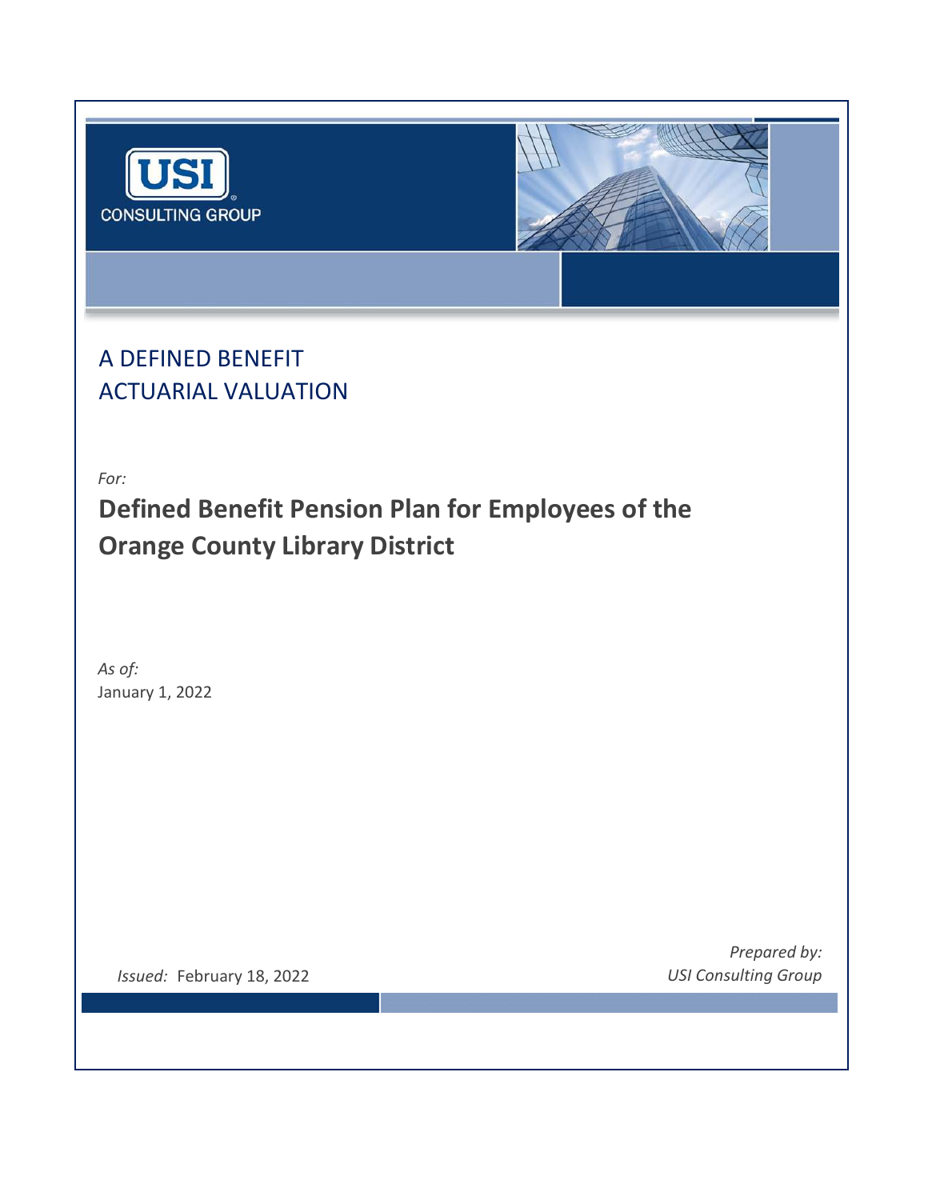USI CONSULTING GROUP

# A DEFINED BENEFIT ACTUARIAL VALUATION

*For:*

## Defined Benefit Pension Plan for Employees of the Orange County Library District

*As of:*
January 1, 2022

*Issued:* February 18, 2022

*Prepared by:*
*USI Consulting Group*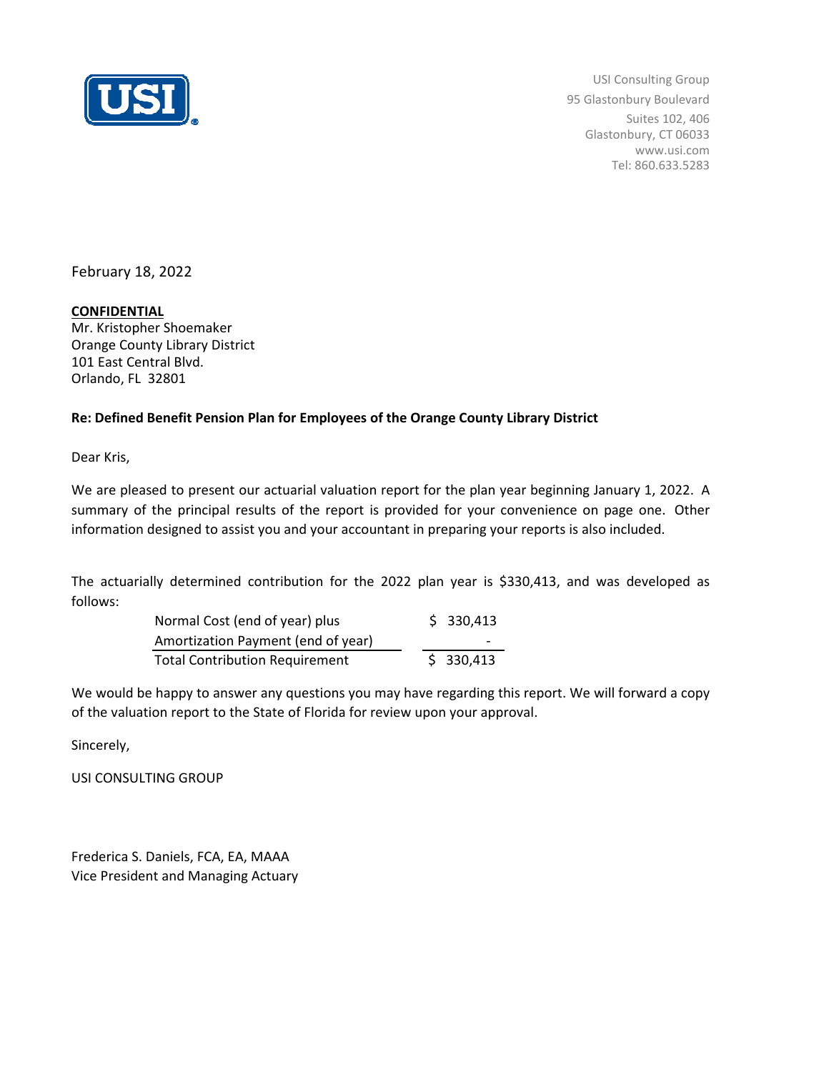USI Consulting Group
95 Glastonbury Boulevard
Suites 102, 406
Glastonbury, CT 06033
www.usi.com
Tel: 860.633.5283

February 18, 2022

**CONFIDENTIAL**
Mr. Kristopher Shoemaker
Orange County Library District
101 East Central Blvd.
Orlando, FL 32801

**Re: Defined Benefit Pension Plan for Employees of the Orange County Library District**

Dear Kris,

We are pleased to present our actuarial valuation report for the plan year beginning January 1, 2022. A summary of the principal results of the report is provided for your convenience on page one. Other information designed to assist you and your accountant in preparing your reports is also included.

The actuarially determined contribution for the 2022 plan year is $330,413, and was developed as follows:

| | |
|---|---|
| Normal Cost (end of year) plus | $ 330,413 |
| Amortization Payment (end of year) | - |
| Total Contribution Requirement | $ 330,413 |

We would be happy to answer any questions you may have regarding this report. We will forward a copy of the valuation report to the State of Florida for review upon your approval.

Sincerely,

USI CONSULTING GROUP

Frederica S. Daniels, FCA, EA, MAAA
Vice President and Managing Actuary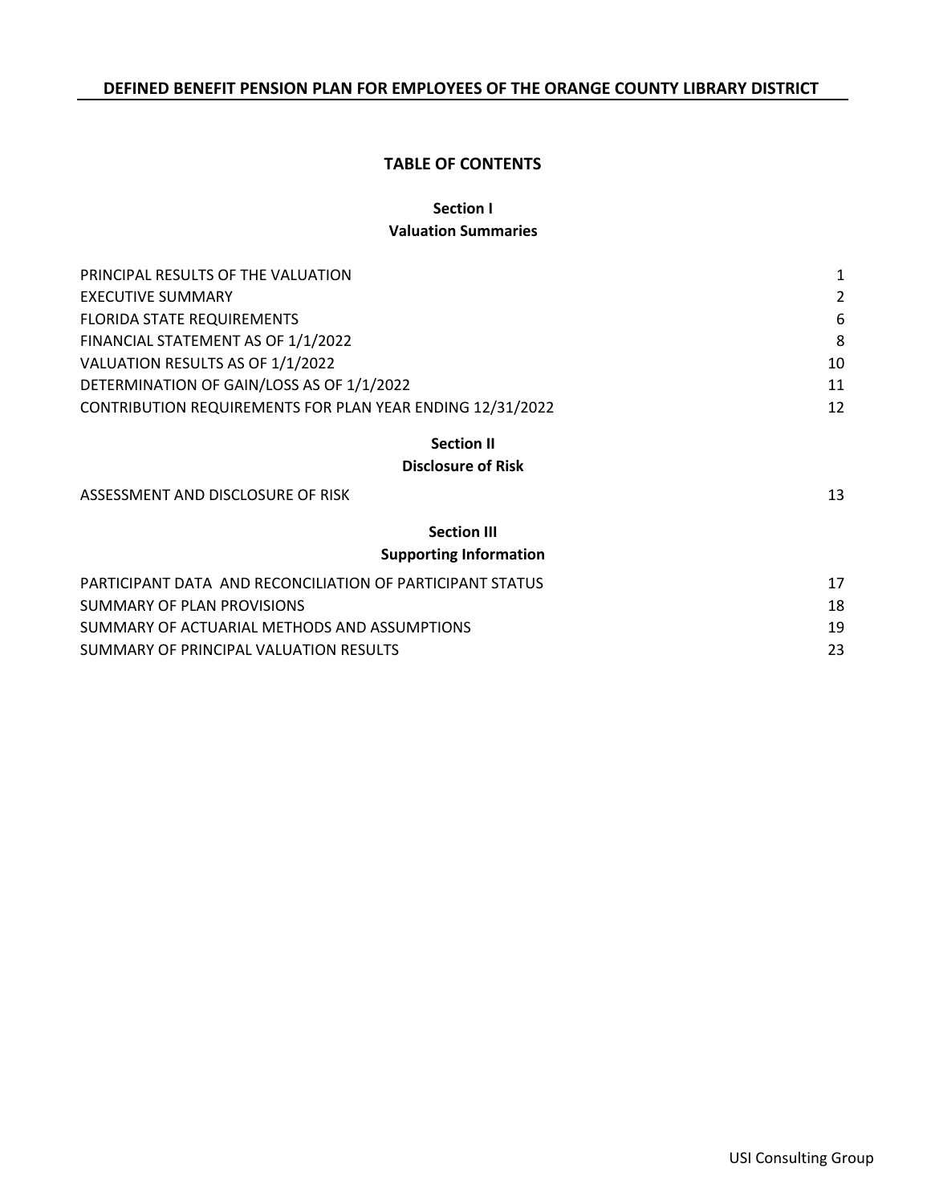## DEFINED BENEFIT PENSION PLAN FOR EMPLOYEES OF THE ORANGE COUNTY LIBRARY DISTRICT

# TABLE OF CONTENTS

## Section I
### Valuation Summaries

| | |
|---|---|
| PRINCIPAL RESULTS OF THE VALUATION | 1 |
| EXECUTIVE SUMMARY | 2 |
| FLORIDA STATE REQUIREMENTS | 6 |
| FINANCIAL STATEMENT AS OF 1/1/2022 | 8 |
| VALUATION RESULTS AS OF 1/1/2022 | 10 |
| DETERMINATION OF GAIN/LOSS AS OF 1/1/2022 | 11 |
| CONTRIBUTION REQUIREMENTS FOR PLAN YEAR ENDING 12/31/2022 | 12 |

## Section II
### Disclosure of Risk

| | |
|---|---|
| ASSESSMENT AND DISCLOSURE OF RISK | 13 |

## Section III
### Supporting Information

| | |
|---|---|
| PARTICIPANT DATA AND RECONCILIATION OF PARTICIPANT STATUS | 17 |
| SUMMARY OF PLAN PROVISIONS | 18 |
| SUMMARY OF ACTUARIAL METHODS AND ASSUMPTIONS | 19 |
| SUMMARY OF PRINCIPAL VALUATION RESULTS | 23 |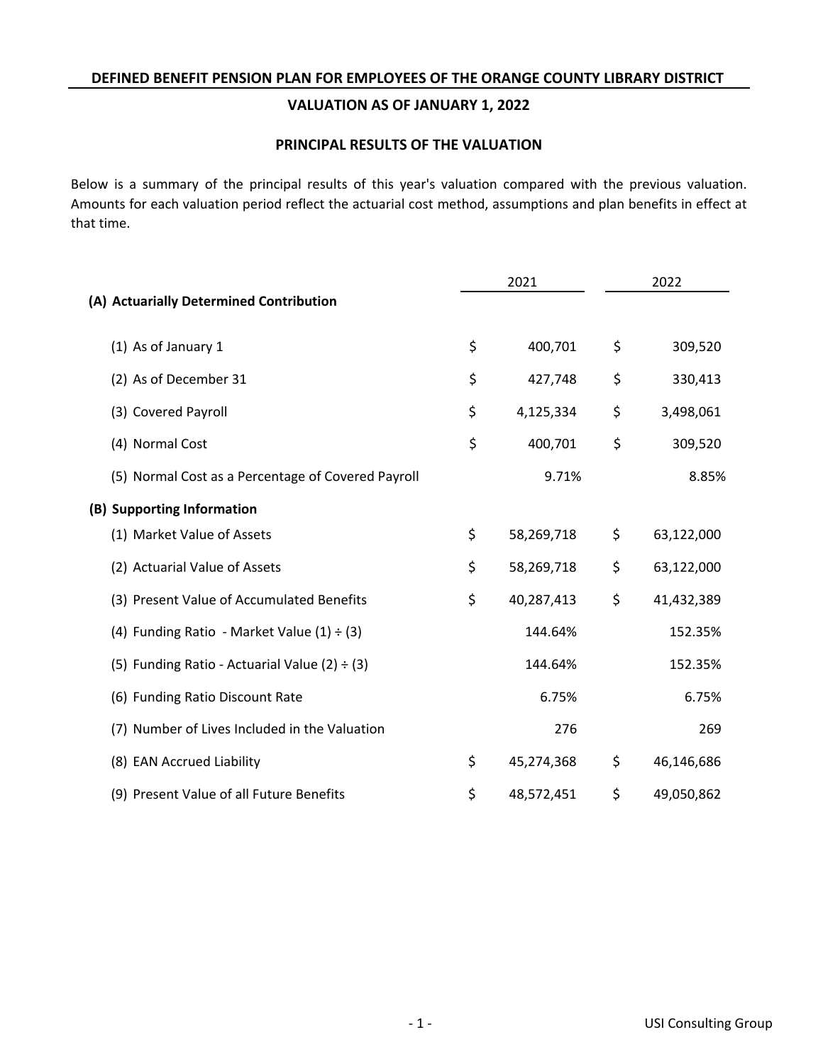## DEFINED BENEFIT PENSION PLAN FOR EMPLOYEES OF THE ORANGE COUNTY LIBRARY DISTRICT

### VALUATION AS OF JANUARY 1, 2022

### PRINCIPAL RESULTS OF THE VALUATION

Below is a summary of the principal results of this year's valuation compared with the previous valuation. Amounts for each valuation period reflect the actuarial cost method, assumptions and plan benefits in effect at that time.

| | 2021 | 2022 |
|---|---|---|
| **(A) Actuarially Determined Contribution** | | |
| (1) As of January 1 | $ 400,701 | $ 309,520 |
| (2) As of December 31 | $ 427,748 | $ 330,413 |
| (3) Covered Payroll | $ 4,125,334 | $ 3,498,061 |
| (4) Normal Cost | $ 400,701 | $ 309,520 |
| (5) Normal Cost as a Percentage of Covered Payroll | 9.71% | 8.85% |
| **(B) Supporting Information** | | |
| (1) Market Value of Assets | $ 58,269,718 | $ 63,122,000 |
| (2) Actuarial Value of Assets | $ 58,269,718 | $ 63,122,000 |
| (3) Present Value of Accumulated Benefits | $ 40,287,413 | $ 41,432,389 |
| (4) Funding Ratio - Market Value (1) ÷ (3) | 144.64% | 152.35% |
| (5) Funding Ratio - Actuarial Value (2) ÷ (3) | 144.64% | 152.35% |
| (6) Funding Ratio Discount Rate | 6.75% | 6.75% |
| (7) Number of Lives Included in the Valuation | 276 | 269 |
| (8) EAN Accrued Liability | $ 45,274,368 | $ 46,146,686 |
| (9) Present Value of all Future Benefits | $ 48,572,451 | $ 49,050,862 |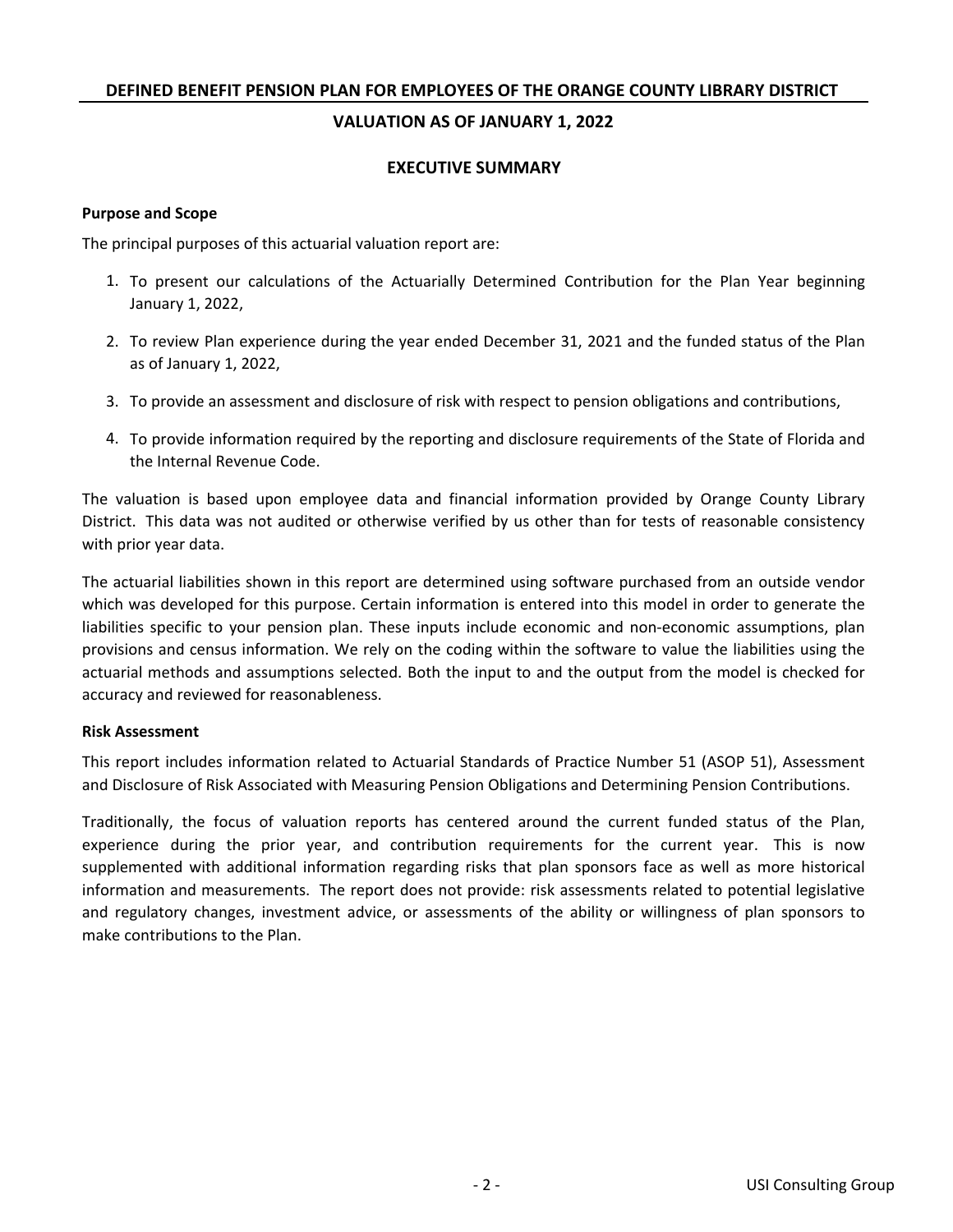## DEFINED BENEFIT PENSION PLAN FOR EMPLOYEES OF THE ORANGE COUNTY LIBRARY DISTRICT

## VALUATION AS OF JANUARY 1, 2022

### EXECUTIVE SUMMARY

**Purpose and Scope**

The principal purposes of this actuarial valuation report are:

1. To present our calculations of the Actuarially Determined Contribution for the Plan Year beginning January 1, 2022,
2. To review Plan experience during the year ended December 31, 2021 and the funded status of the Plan as of January 1, 2022,
3. To provide an assessment and disclosure of risk with respect to pension obligations and contributions,
4. To provide information required by the reporting and disclosure requirements of the State of Florida and the Internal Revenue Code.

The valuation is based upon employee data and financial information provided by Orange County Library District. This data was not audited or otherwise verified by us other than for tests of reasonable consistency with prior year data.

The actuarial liabilities shown in this report are determined using software purchased from an outside vendor which was developed for this purpose. Certain information is entered into this model in order to generate the liabilities specific to your pension plan. These inputs include economic and non-economic assumptions, plan provisions and census information. We rely on the coding within the software to value the liabilities using the actuarial methods and assumptions selected. Both the input to and the output from the model is checked for accuracy and reviewed for reasonableness.

**Risk Assessment**

This report includes information related to Actuarial Standards of Practice Number 51 (ASOP 51), Assessment and Disclosure of Risk Associated with Measuring Pension Obligations and Determining Pension Contributions.

Traditionally, the focus of valuation reports has centered around the current funded status of the Plan, experience during the prior year, and contribution requirements for the current year. This is now supplemented with additional information regarding risks that plan sponsors face as well as more historical information and measurements. The report does not provide: risk assessments related to potential legislative and regulatory changes, investment advice, or assessments of the ability or willingness of plan sponsors to make contributions to the Plan.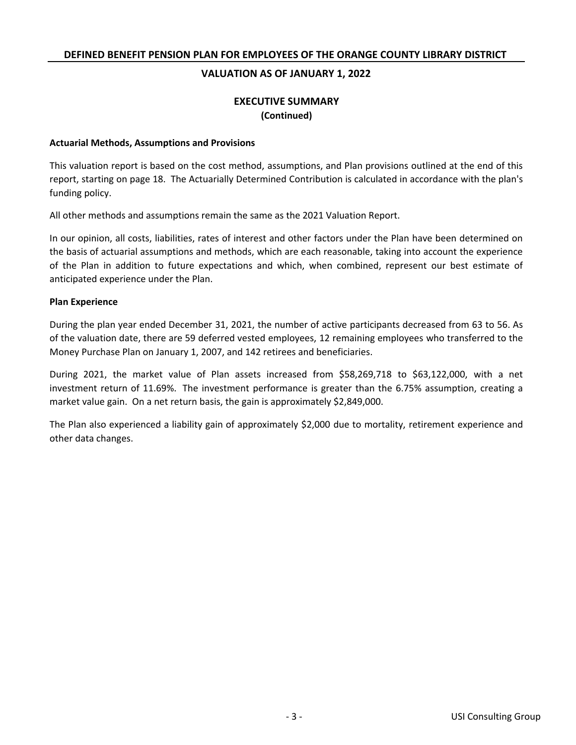## EXECUTIVE SUMMARY
### (Continued)

**Actuarial Methods, Assumptions and Provisions**

This valuation report is based on the cost method, assumptions, and Plan provisions outlined at the end of this report, starting on page 18. The Actuarially Determined Contribution is calculated in accordance with the plan's funding policy.

All other methods and assumptions remain the same as the 2021 Valuation Report.

In our opinion, all costs, liabilities, rates of interest and other factors under the Plan have been determined on the basis of actuarial assumptions and methods, which are each reasonable, taking into account the experience of the Plan in addition to future expectations and which, when combined, represent our best estimate of anticipated experience under the Plan.

**Plan Experience**

During the plan year ended December 31, 2021, the number of active participants decreased from 63 to 56. As of the valuation date, there are 59 deferred vested employees, 12 remaining employees who transferred to the Money Purchase Plan on January 1, 2007, and 142 retirees and beneficiaries.

During 2021, the market value of Plan assets increased from $58,269,718 to $63,122,000, with a net investment return of 11.69%. The investment performance is greater than the 6.75% assumption, creating a market value gain. On a net return basis, the gain is approximately $2,849,000.

The Plan also experienced a liability gain of approximately $2,000 due to mortality, retirement experience and other data changes.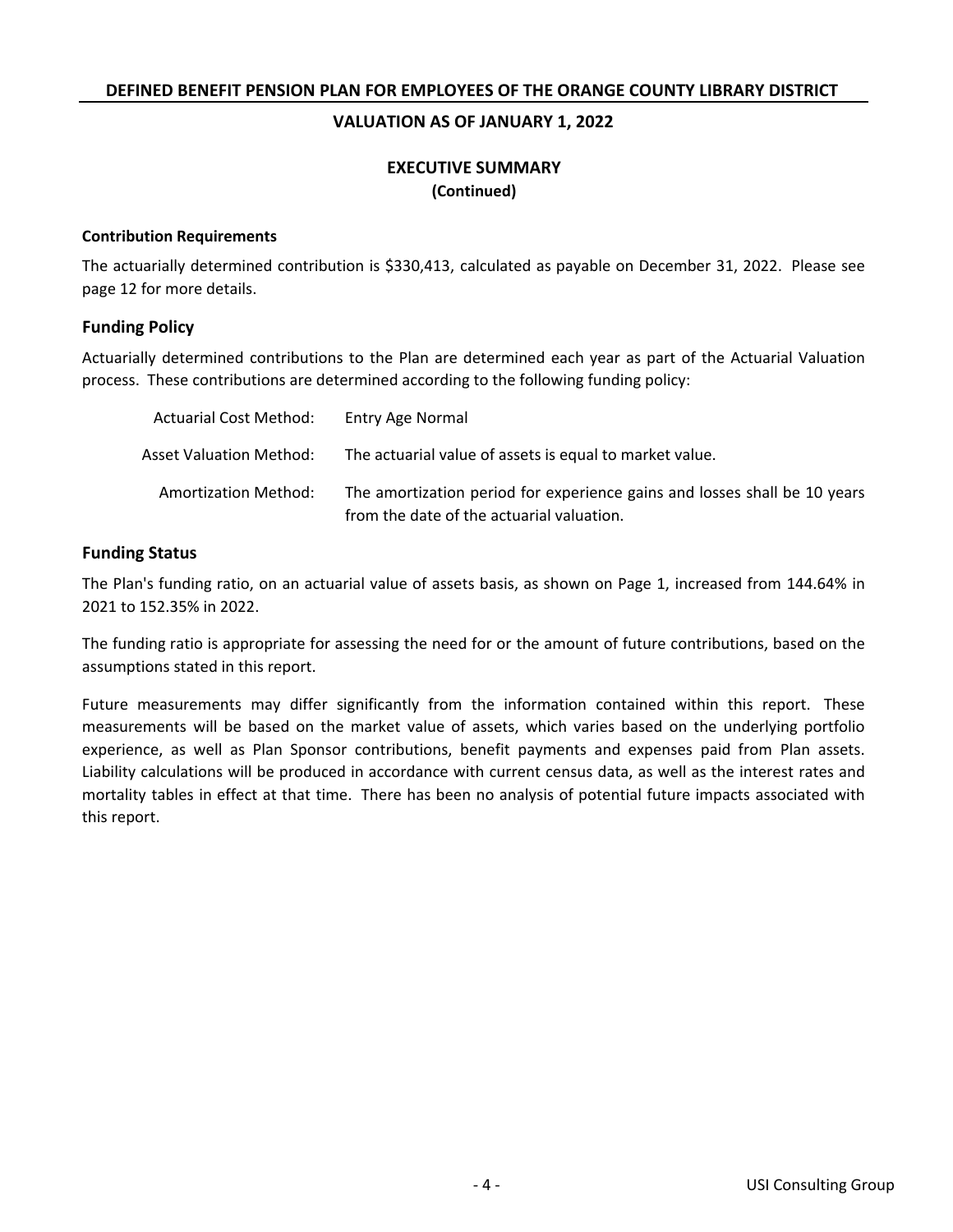# DEFINED BENEFIT PENSION PLAN FOR EMPLOYEES OF THE ORANGE COUNTY LIBRARY DISTRICT

## VALUATION AS OF JANUARY 1, 2022

## EXECUTIVE SUMMARY

**(Continued)**

**Contribution Requirements**

The actuarially determined contribution is $330,413, calculated as payable on December 31, 2022. Please see page 12 for more details.

### Funding Policy

Actuarially determined contributions to the Plan are determined each year as part of the Actuarial Valuation process. These contributions are determined according to the following funding policy:

| | |
|---|---|
| Actuarial Cost Method: | Entry Age Normal |
| Asset Valuation Method: | The actuarial value of assets is equal to market value. |
| Amortization Method: | The amortization period for experience gains and losses shall be 10 years from the date of the actuarial valuation. |

### Funding Status

The Plan's funding ratio, on an actuarial value of assets basis, as shown on Page 1, increased from 144.64% in 2021 to 152.35% in 2022.

The funding ratio is appropriate for assessing the need for or the amount of future contributions, based on the assumptions stated in this report.

Future measurements may differ significantly from the information contained within this report. These measurements will be based on the market value of assets, which varies based on the underlying portfolio experience, as well as Plan Sponsor contributions, benefit payments and expenses paid from Plan assets. Liability calculations will be produced in accordance with current census data, as well as the interest rates and mortality tables in effect at that time. There has been no analysis of potential future impacts associated with this report.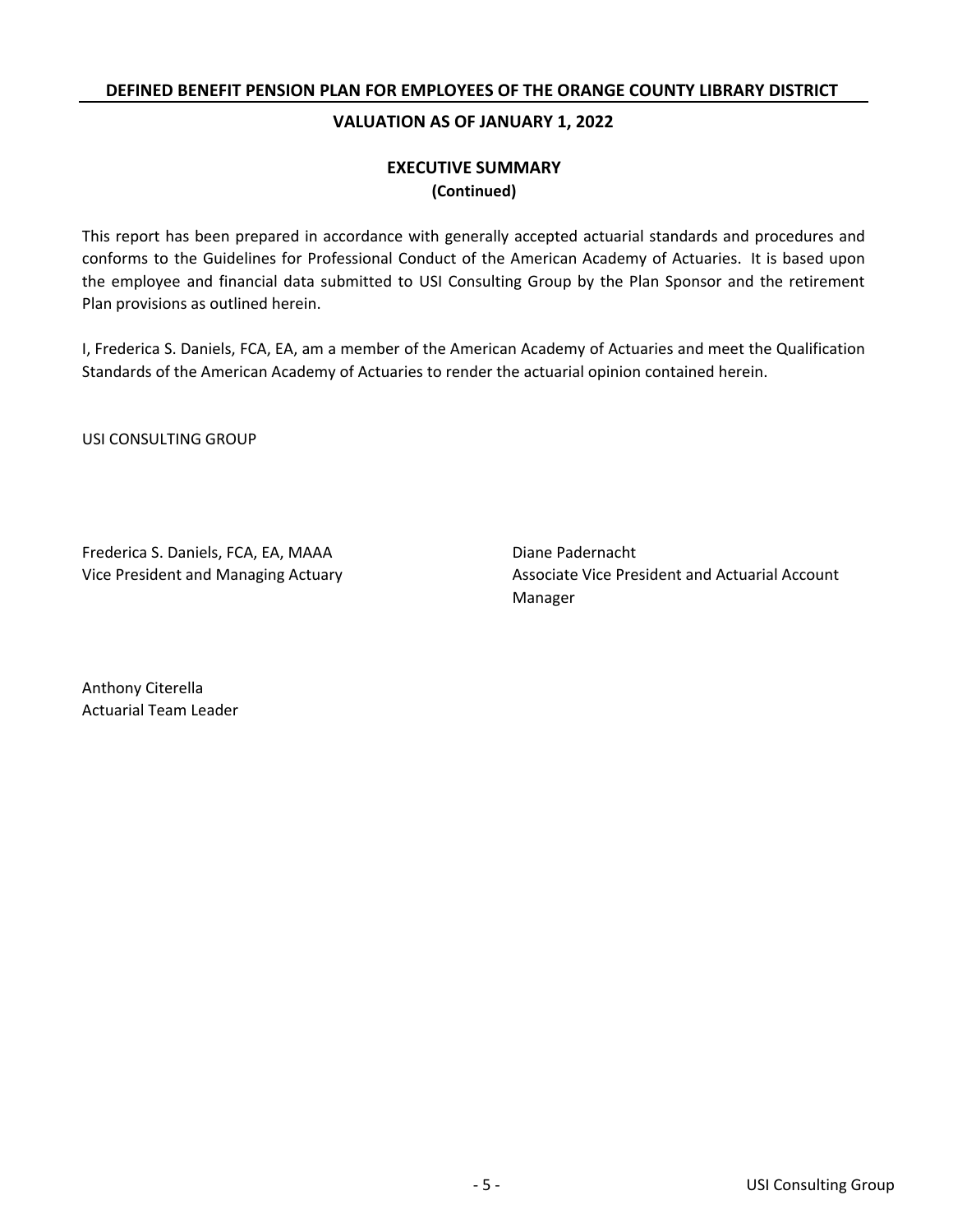## EXECUTIVE SUMMARY
**(Continued)**

This report has been prepared in accordance with generally accepted actuarial standards and procedures and conforms to the Guidelines for Professional Conduct of the American Academy of Actuaries. It is based upon the employee and financial data submitted to USI Consulting Group by the Plan Sponsor and the retirement Plan provisions as outlined herein.

I, Frederica S. Daniels, FCA, EA, am a member of the American Academy of Actuaries and meet the Qualification Standards of the American Academy of Actuaries to render the actuarial opinion contained herein.

USI CONSULTING GROUP

Frederica S. Daniels, FCA, EA, MAAA
Vice President and Managing Actuary

Diane Padernacht
Associate Vice President and Actuarial Account Manager

Anthony Citerella
Actuarial Team Leader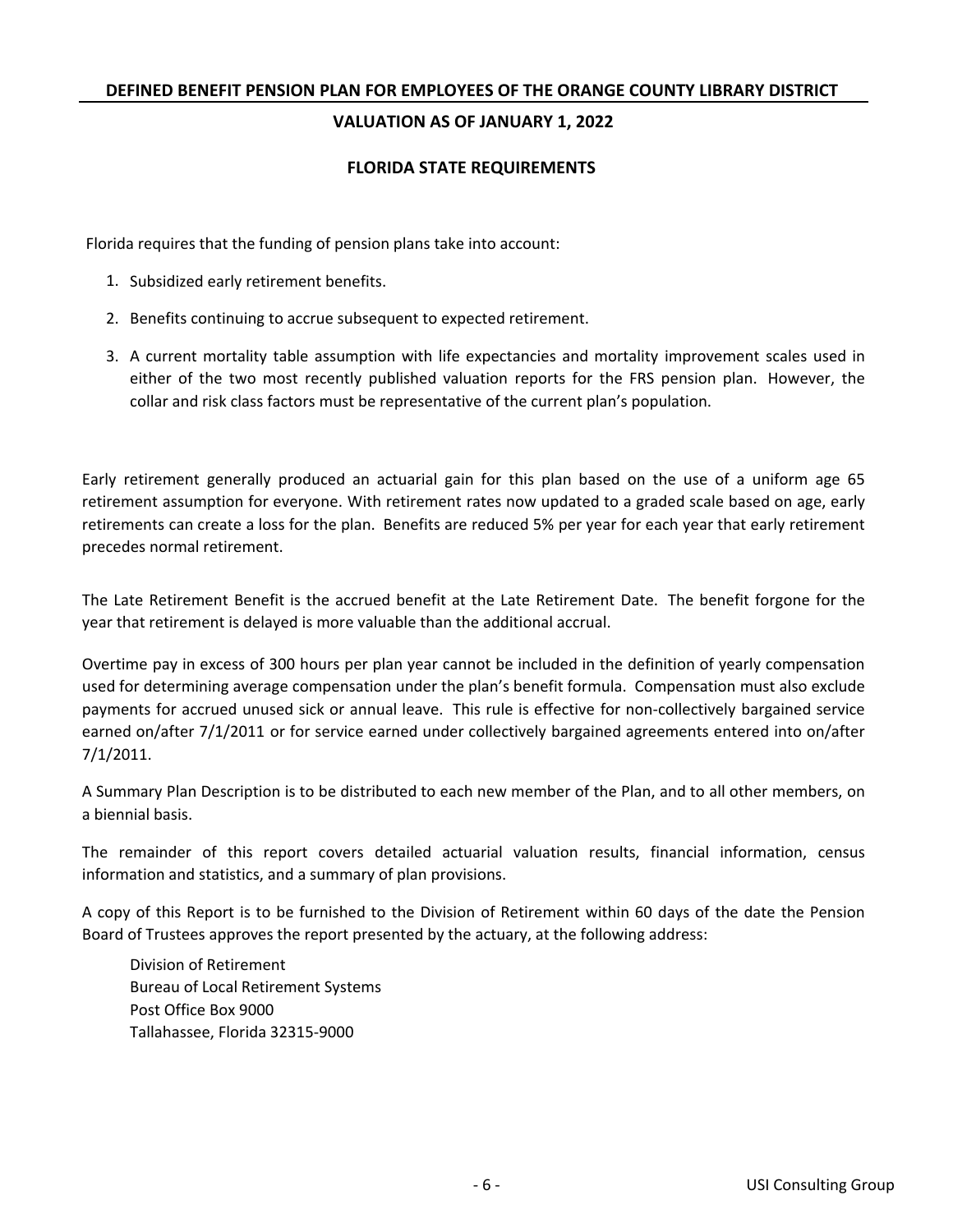## FLORIDA STATE REQUIREMENTS

Florida requires that the funding of pension plans take into account:

1. Subsidized early retirement benefits.
2. Benefits continuing to accrue subsequent to expected retirement.
3. A current mortality table assumption with life expectancies and mortality improvement scales used in either of the two most recently published valuation reports for the FRS pension plan. However, the collar and risk class factors must be representative of the current plan's population.

Early retirement generally produced an actuarial gain for this plan based on the use of a uniform age 65 retirement assumption for everyone. With retirement rates now updated to a graded scale based on age, early retirements can create a loss for the plan. Benefits are reduced 5% per year for each year that early retirement precedes normal retirement.

The Late Retirement Benefit is the accrued benefit at the Late Retirement Date. The benefit forgone for the year that retirement is delayed is more valuable than the additional accrual.

Overtime pay in excess of 300 hours per plan year cannot be included in the definition of yearly compensation used for determining average compensation under the plan's benefit formula. Compensation must also exclude payments for accrued unused sick or annual leave. This rule is effective for non-collectively bargained service earned on/after 7/1/2011 or for service earned under collectively bargained agreements entered into on/after 7/1/2011.

A Summary Plan Description is to be distributed to each new member of the Plan, and to all other members, on a biennial basis.

The remainder of this report covers detailed actuarial valuation results, financial information, census information and statistics, and a summary of plan provisions.

A copy of this Report is to be furnished to the Division of Retirement within 60 days of the date the Pension Board of Trustees approves the report presented by the actuary, at the following address:

Division of Retirement
Bureau of Local Retirement Systems
Post Office Box 9000
Tallahassee, Florida 32315-9000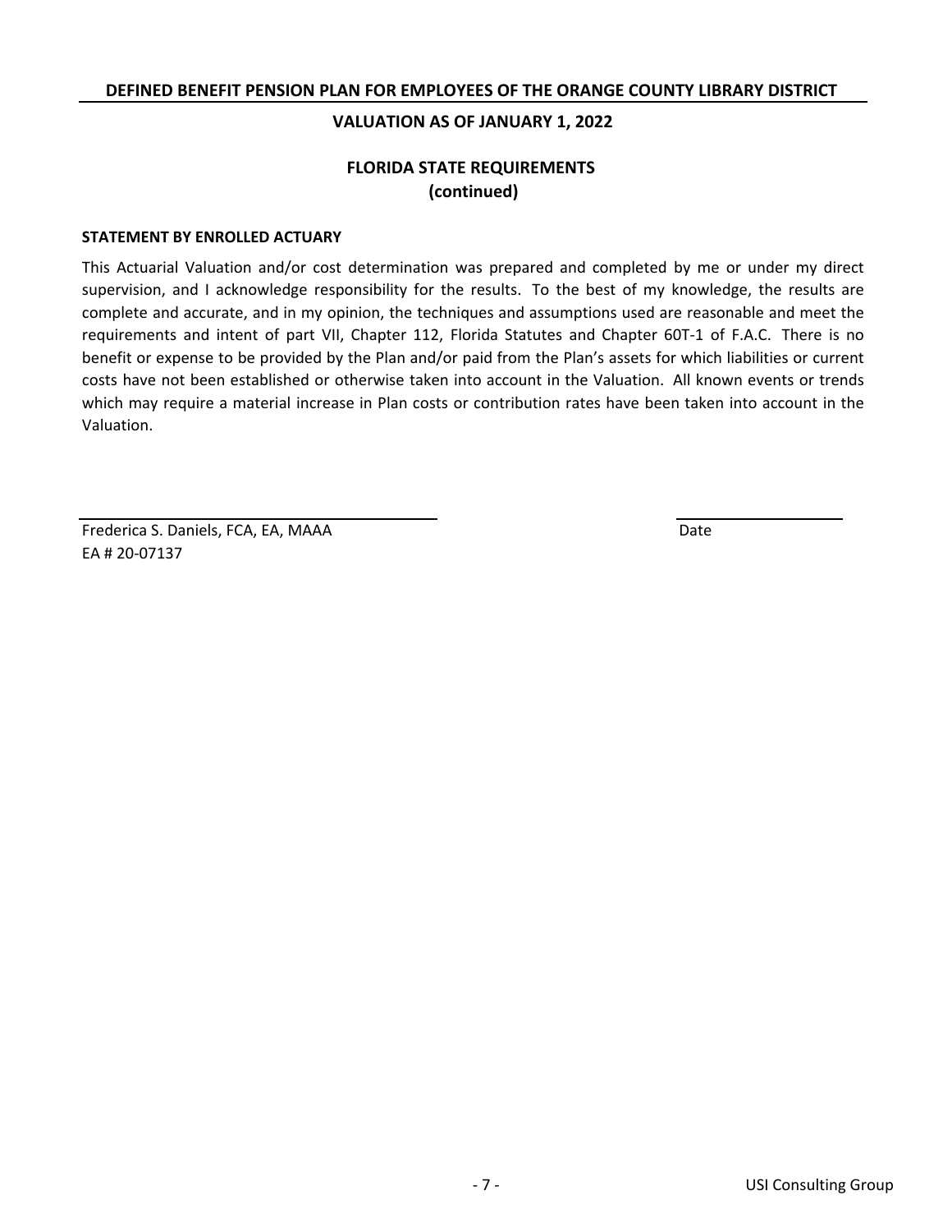**DEFINED BENEFIT PENSION PLAN FOR EMPLOYEES OF THE ORANGE COUNTY LIBRARY DISTRICT**

**VALUATION AS OF JANUARY 1, 2022**

## FLORIDA STATE REQUIREMENTS
## (continued)

**STATEMENT BY ENROLLED ACTUARY**

This Actuarial Valuation and/or cost determination was prepared and completed by me or under my direct supervision, and I acknowledge responsibility for the results. To the best of my knowledge, the results are complete and accurate, and in my opinion, the techniques and assumptions used are reasonable and meet the requirements and intent of part VII, Chapter 112, Florida Statutes and Chapter 60T-1 of F.A.C. There is no benefit or expense to be provided by the Plan and/or paid from the Plan's assets for which liabilities or current costs have not been established or otherwise taken into account in the Valuation. All known events or trends which may require a material increase in Plan costs or contribution rates have been taken into account in the Valuation.

Frederica S. Daniels, FCA, EA, MAAA
EA # 20-07137

Date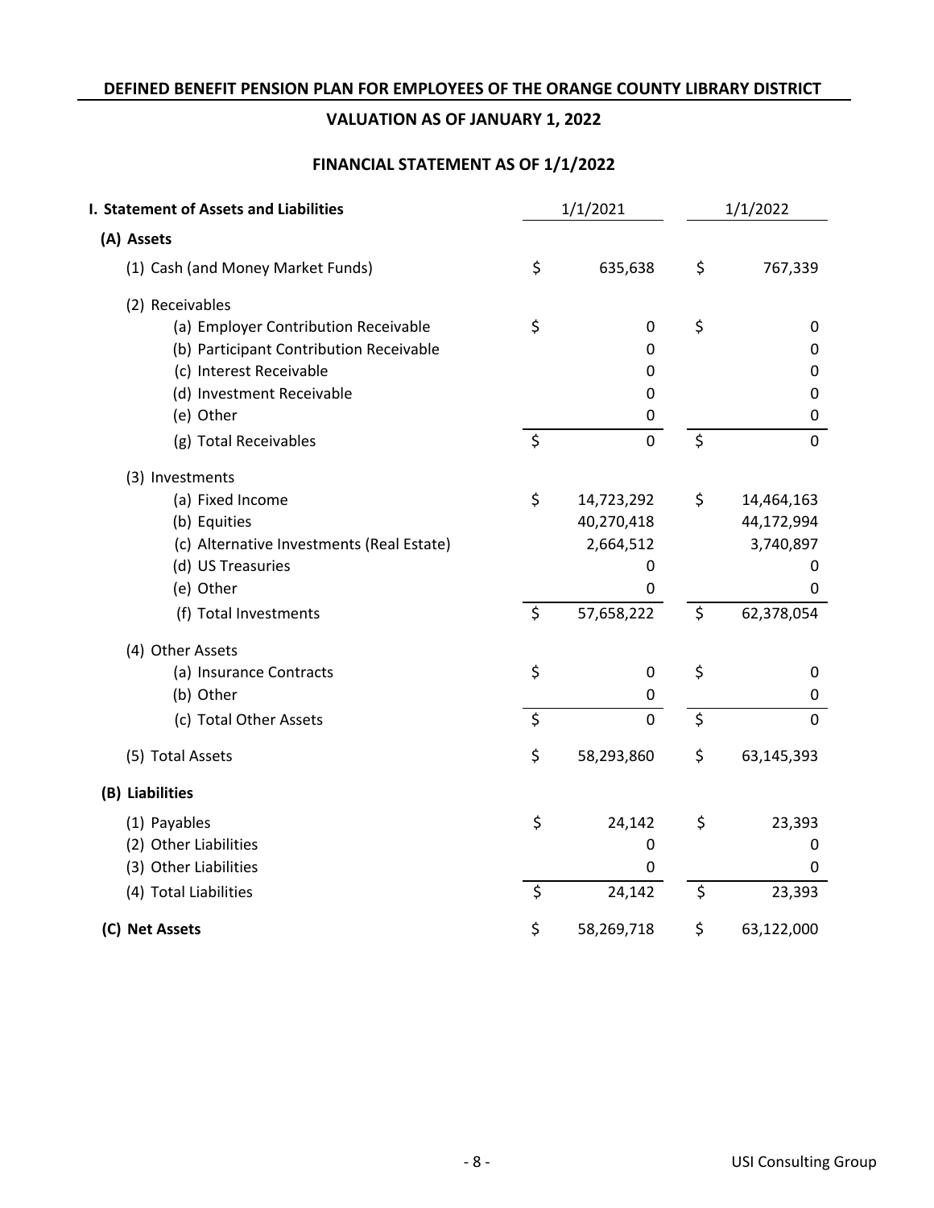## DEFINED BENEFIT PENSION PLAN FOR EMPLOYEES OF THE ORANGE COUNTY LIBRARY DISTRICT

### VALUATION AS OF JANUARY 1, 2022

### FINANCIAL STATEMENT AS OF 1/1/2022

| I. Statement of Assets and Liabilities | 1/1/2021 | 1/1/2022 |
|---|---|---|
| **(A) Assets** | | |
| (1) Cash (and Money Market Funds) | $ 635,638 | $ 767,339 |
| (2) Receivables | | |
| (a) Employer Contribution Receivable | $ 0 | $ 0 |
| (b) Participant Contribution Receivable | 0 | 0 |
| (c) Interest Receivable | 0 | 0 |
| (d) Investment Receivable | 0 | 0 |
| (e) Other | 0 | 0 |
| (g) Total Receivables | $ 0 | $ 0 |
| (3) Investments | | |
| (a) Fixed Income | $ 14,723,292 | $ 14,464,163 |
| (b) Equities | 40,270,418 | 44,172,994 |
| (c) Alternative Investments (Real Estate) | 2,664,512 | 3,740,897 |
| (d) US Treasuries | 0 | 0 |
| (e) Other | 0 | 0 |
| (f) Total Investments | $ 57,658,222 | $ 62,378,054 |
| (4) Other Assets | | |
| (a) Insurance Contracts | $ 0 | $ 0 |
| (b) Other | 0 | 0 |
| (c) Total Other Assets | $ 0 | $ 0 |
| (5) Total Assets | $ 58,293,860 | $ 63,145,393 |
| **(B) Liabilities** | | |
| (1) Payables | $ 24,142 | $ 23,393 |
| (2) Other Liabilities | 0 | 0 |
| (3) Other Liabilities | 0 | 0 |
| (4) Total Liabilities | $ 24,142 | $ 23,393 |
| **(C) Net Assets** | $ 58,269,718 | $ 63,122,000 |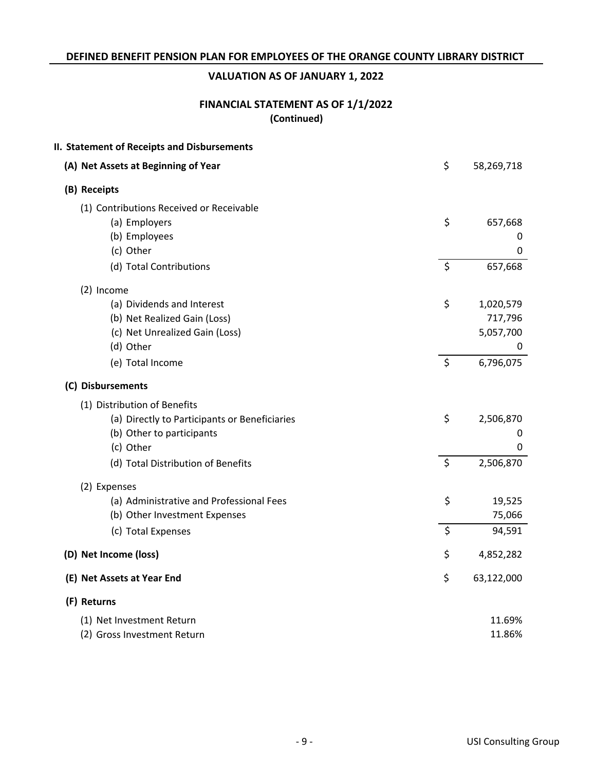**DEFINED BENEFIT PENSION PLAN FOR EMPLOYEES OF THE ORANGE COUNTY LIBRARY DISTRICT**

**VALUATION AS OF JANUARY 1, 2022**

## FINANCIAL STATEMENT AS OF 1/1/2022
**(Continued)**

### II. Statement of Receipts and Disbursements

| | | |
|---|---|---|
| **(A) Net Assets at Beginning of Year** | $ | 58,269,718 |
| **(B) Receipts** | | |
| (1) Contributions Received or Receivable | | |
| (a) Employers | $ | 657,668 |
| (b) Employees | | 0 |
| (c) Other | | 0 |
| (d) Total Contributions | $ | 657,668 |
| (2) Income | | |
| (a) Dividends and Interest | $ | 1,020,579 |
| (b) Net Realized Gain (Loss) | | 717,796 |
| (c) Net Unrealized Gain (Loss) | | 5,057,700 |
| (d) Other | | 0 |
| (e) Total Income | $ | 6,796,075 |
| **(C) Disbursements** | | |
| (1) Distribution of Benefits | | |
| (a) Directly to Participants or Beneficiaries | $ | 2,506,870 |
| (b) Other to participants | | 0 |
| (c) Other | | 0 |
| (d) Total Distribution of Benefits | $ | 2,506,870 |
| (2) Expenses | | |
| (a) Administrative and Professional Fees | $ | 19,525 |
| (b) Other Investment Expenses | | 75,066 |
| (c) Total Expenses | $ | 94,591 |
| **(D) Net Income (loss)** | $ | 4,852,282 |
| **(E) Net Assets at Year End** | $ | 63,122,000 |
| **(F) Returns** | | |
| (1) Net Investment Return | | 11.69% |
| (2) Gross Investment Return | | 11.86% |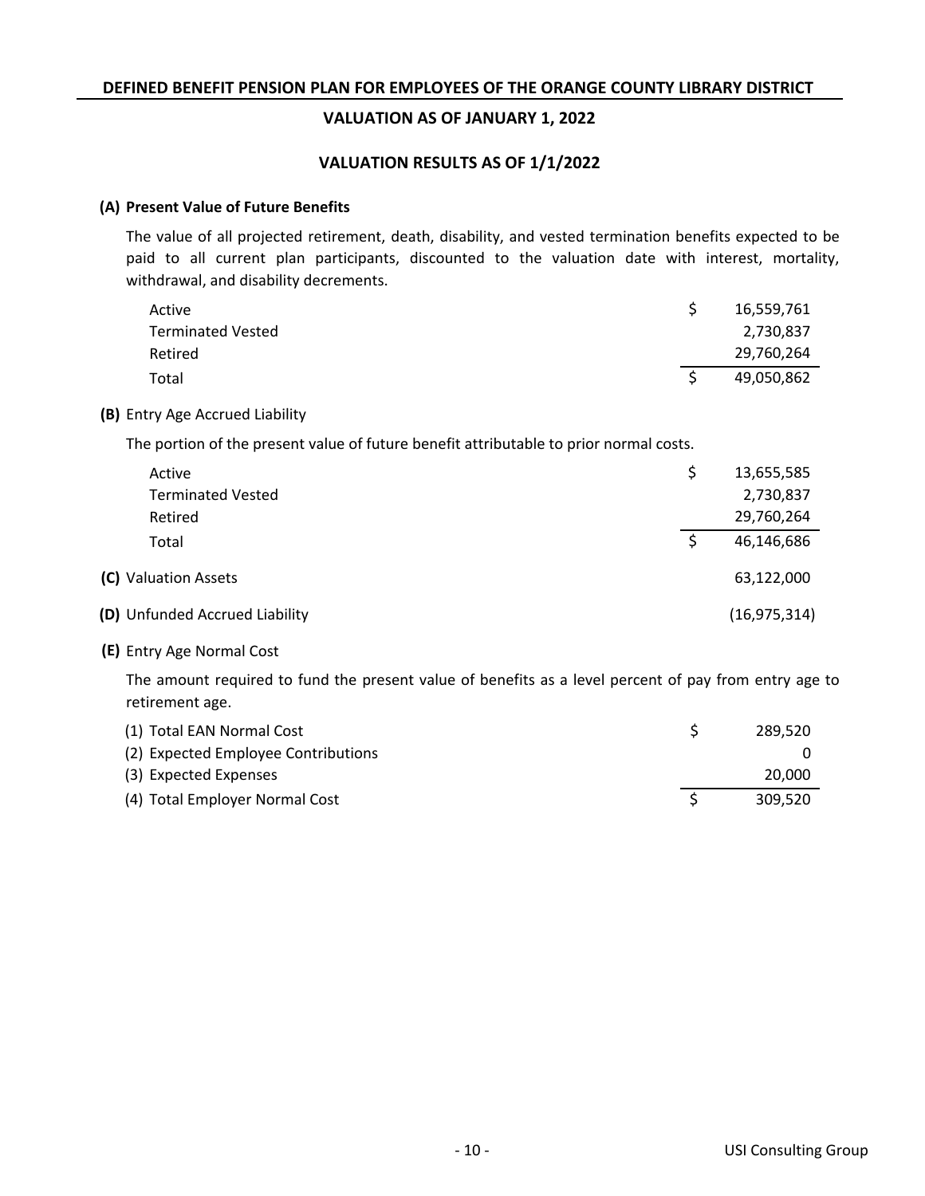## DEFINED BENEFIT PENSION PLAN FOR EMPLOYEES OF THE ORANGE COUNTY LIBRARY DISTRICT

### VALUATION AS OF JANUARY 1, 2022

### VALUATION RESULTS AS OF 1/1/2022

**(A) Present Value of Future Benefits**

The value of all projected retirement, death, disability, and vested termination benefits expected to be paid to all current plan participants, discounted to the valuation date with interest, mortality, withdrawal, and disability decrements.

| | | |
|---|---|---|
| Active | $ | 16,559,761 |
| Terminated Vested | | 2,730,837 |
| Retired | | 29,760,264 |
| Total | $ | 49,050,862 |

**(B)** Entry Age Accrued Liability

The portion of the present value of future benefit attributable to prior normal costs.

| | | |
|---|---|---|
| Active | $ | 13,655,585 |
| Terminated Vested | | 2,730,837 |
| Retired | | 29,760,264 |
| Total | $ | 46,146,686 |

| | | |
|---|---|---|
| **(C)** Valuation Assets | | 63,122,000 |
| **(D)** Unfunded Accrued Liability | | (16,975,314) |

**(E)** Entry Age Normal Cost

The amount required to fund the present value of benefits as a level percent of pay from entry age to retirement age.

| | | |
|---|---|---|
| (1) Total EAN Normal Cost | $ | 289,520 |
| (2) Expected Employee Contributions | | 0 |
| (3) Expected Expenses | | 20,000 |
| (4) Total Employer Normal Cost | $ | 309,520 |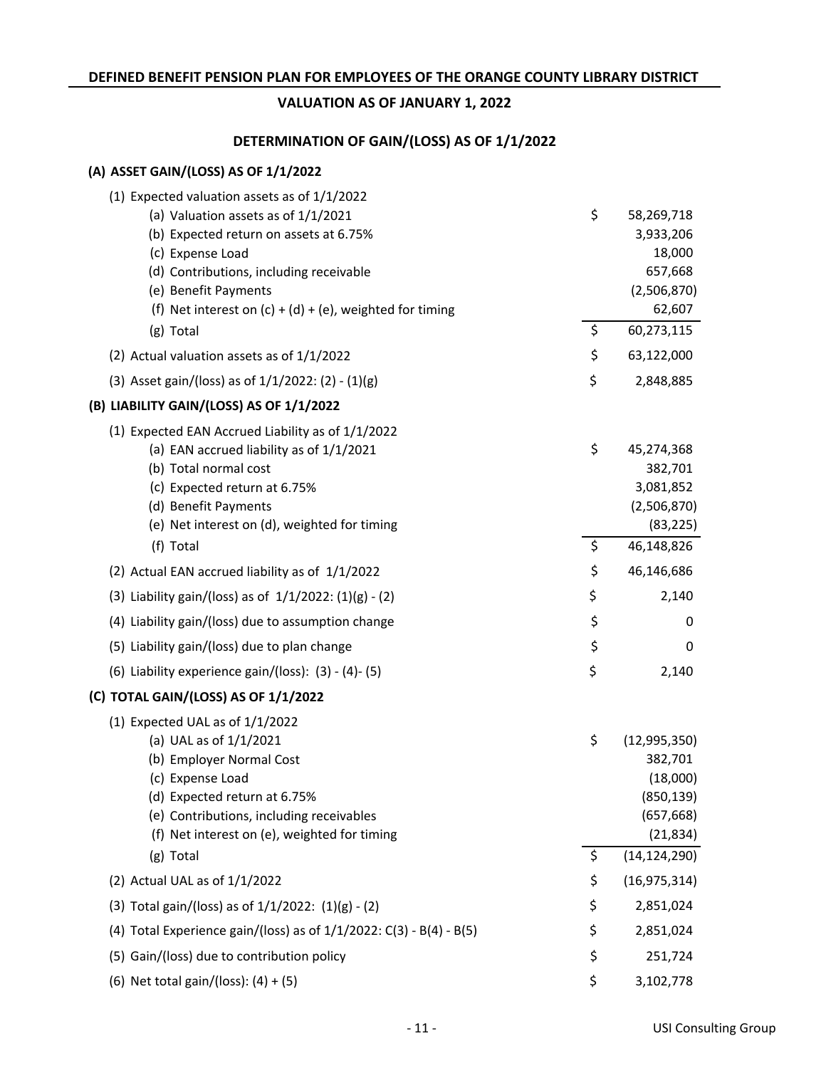**DEFINED BENEFIT PENSION PLAN FOR EMPLOYEES OF THE ORANGE COUNTY LIBRARY DISTRICT**

**VALUATION AS OF JANUARY 1, 2022**

## DETERMINATION OF GAIN/(LOSS) AS OF 1/1/2022

### (A) ASSET GAIN/(LOSS) AS OF 1/1/2022

| | | |
|---|---|---|
| (1) Expected valuation assets as of 1/1/2022 | | |
| (a) Valuation assets as of 1/1/2021 | $ | 58,269,718 |
| (b) Expected return on assets at 6.75% | | 3,933,206 |
| (c) Expense Load | | 18,000 |
| (d) Contributions, including receivable | | 657,668 |
| (e) Benefit Payments | | (2,506,870) |
| (f) Net interest on (c) + (d) + (e), weighted for timing | | 62,607 |
| (g) Total | $ | 60,273,115 |
| (2) Actual valuation assets as of 1/1/2022 | $ | 63,122,000 |
| (3) Asset gain/(loss) as of 1/1/2022: (2) - (1)(g) | $ | 2,848,885 |

### (B) LIABILITY GAIN/(LOSS) AS OF 1/1/2022

| | | |
|---|---|---|
| (1) Expected EAN Accrued Liability as of 1/1/2022 | | |
| (a) EAN accrued liability as of 1/1/2021 | $ | 45,274,368 |
| (b) Total normal cost | | 382,701 |
| (c) Expected return at 6.75% | | 3,081,852 |
| (d) Benefit Payments | | (2,506,870) |
| (e) Net interest on (d), weighted for timing | | (83,225) |
| (f) Total | $ | 46,148,826 |
| (2) Actual EAN accrued liability as of 1/1/2022 | $ | 46,146,686 |
| (3) Liability gain/(loss) as of 1/1/2022: (1)(g) - (2) | $ | 2,140 |
| (4) Liability gain/(loss) due to assumption change | $ | 0 |
| (5) Liability gain/(loss) due to plan change | $ | 0 |
| (6) Liability experience gain/(loss): (3) - (4)- (5) | $ | 2,140 |

### (C) TOTAL GAIN/(LOSS) AS OF 1/1/2022

| | | |
|---|---|---|
| (1) Expected UAL as of 1/1/2022 | | |
| (a) UAL as of 1/1/2021 | $ | (12,995,350) |
| (b) Employer Normal Cost | | 382,701 |
| (c) Expense Load | | (18,000) |
| (d) Expected return at 6.75% | | (850,139) |
| (e) Contributions, including receivables | | (657,668) |
| (f) Net interest on (e), weighted for timing | | (21,834) |
| (g) Total | $ | (14,124,290) |
| (2) Actual UAL as of 1/1/2022 | $ | (16,975,314) |
| (3) Total gain/(loss) as of 1/1/2022: (1)(g) - (2) | $ | 2,851,024 |
| (4) Total Experience gain/(loss) as of 1/1/2022: C(3) - B(4) - B(5) | $ | 2,851,024 |
| (5) Gain/(loss) due to contribution policy | $ | 251,724 |
| (6) Net total gain/(loss): (4) + (5) | $ | 3,102,778 |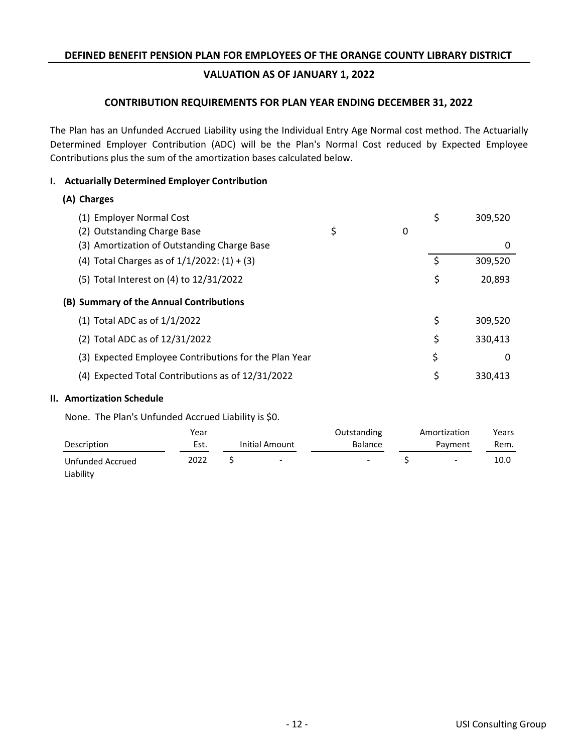## DEFINED BENEFIT PENSION PLAN FOR EMPLOYEES OF THE ORANGE COUNTY LIBRARY DISTRICT

### VALUATION AS OF JANUARY 1, 2022

### CONTRIBUTION REQUIREMENTS FOR PLAN YEAR ENDING DECEMBER 31, 2022

The Plan has an Unfunded Accrued Liability using the Individual Entry Age Normal cost method. The Actuarially Determined Employer Contribution (ADC) will be the Plan's Normal Cost reduced by Expected Employee Contributions plus the sum of the amortization bases calculated below.

**I. Actuarially Determined Employer Contribution**

**(A) Charges**

| | | |
|---|---|---|
| (1) Employer Normal Cost | | $ 309,520 |
| (2) Outstanding Charge Base | $ 0 | |
| (3) Amortization of Outstanding Charge Base | | 0 |
| (4) Total Charges as of 1/1/2022: (1) + (3) | | $ 309,520 |
| (5) Total Interest on (4) to 12/31/2022 | | $ 20,893 |

**(B) Summary of the Annual Contributions**

| | |
|---|---|
| (1) Total ADC as of 1/1/2022 | $ 309,520 |
| (2) Total ADC as of 12/31/2022 | $ 330,413 |
| (3) Expected Employee Contributions for the Plan Year | $ 0 |
| (4) Expected Total Contributions as of 12/31/2022 | $ 330,413 |

**II. Amortization Schedule**

None. The Plan's Unfunded Accrued Liability is $0.

| Description | Year Est. | Initial Amount | Outstanding Balance | Amortization Payment | Years Rem. |
|---|---|---|---|---|---|
| Unfunded Accrued Liability | 2022 | $ - | - | $ - | 10.0 |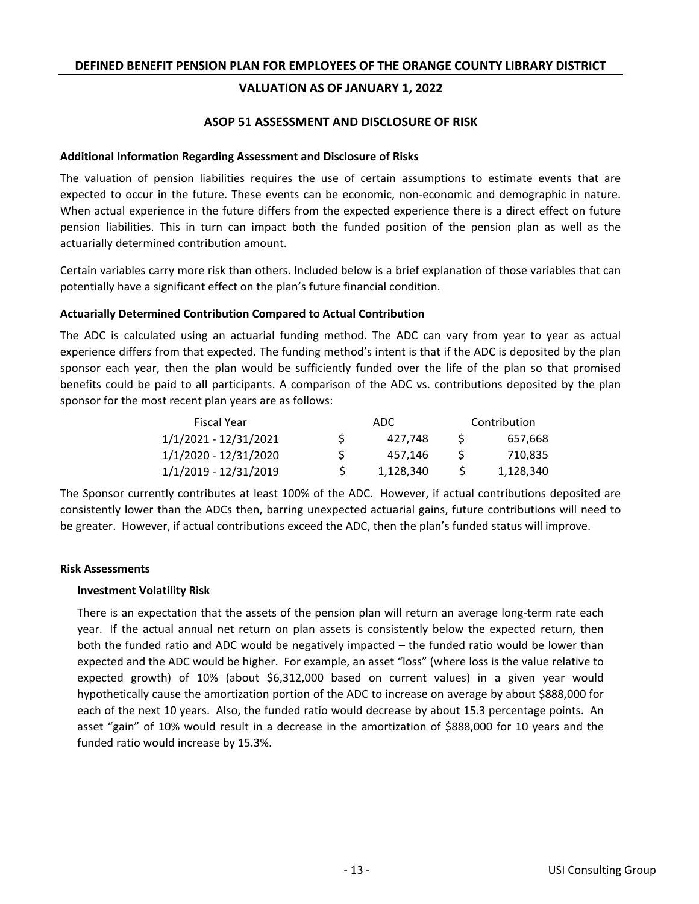# DEFINED BENEFIT PENSION PLAN FOR EMPLOYEES OF THE ORANGE COUNTY LIBRARY DISTRICT

## VALUATION AS OF JANUARY 1, 2022

## ASOP 51 ASSESSMENT AND DISCLOSURE OF RISK

**Additional Information Regarding Assessment and Disclosure of Risks**

The valuation of pension liabilities requires the use of certain assumptions to estimate events that are expected to occur in the future. These events can be economic, non-economic and demographic in nature. When actual experience in the future differs from the expected experience there is a direct effect on future pension liabilities. This in turn can impact both the funded position of the pension plan as well as the actuarially determined contribution amount.

Certain variables carry more risk than others. Included below is a brief explanation of those variables that can potentially have a significant effect on the plan's future financial condition.

**Actuarially Determined Contribution Compared to Actual Contribution**

The ADC is calculated using an actuarial funding method. The ADC can vary from year to year as actual experience differs from that expected. The funding method's intent is that if the ADC is deposited by the plan sponsor each year, then the plan would be sufficiently funded over the life of the plan so that promised benefits could be paid to all participants. A comparison of the ADC vs. contributions deposited by the plan sponsor for the most recent plan years are as follows:

| Fiscal Year | ADC | Contribution |
|---|---|---|
| 1/1/2021 - 12/31/2021 | $ 427,748 | $ 657,668 |
| 1/1/2020 - 12/31/2020 | $ 457,146 | $ 710,835 |
| 1/1/2019 - 12/31/2019 | $ 1,128,340 | $ 1,128,340 |

The Sponsor currently contributes at least 100% of the ADC. However, if actual contributions deposited are consistently lower than the ADCs then, barring unexpected actuarial gains, future contributions will need to be greater. However, if actual contributions exceed the ADC, then the plan's funded status will improve.

**Risk Assessments**

**Investment Volatility Risk**

There is an expectation that the assets of the pension plan will return an average long-term rate each year. If the actual annual net return on plan assets is consistently below the expected return, then both the funded ratio and ADC would be negatively impacted – the funded ratio would be lower than expected and the ADC would be higher. For example, an asset "loss" (where loss is the value relative to expected growth) of 10% (about $6,312,000 based on current values) in a given year would hypothetically cause the amortization portion of the ADC to increase on average by about $888,000 for each of the next 10 years. Also, the funded ratio would decrease by about 15.3 percentage points. An asset "gain" of 10% would result in a decrease in the amortization of $888,000 for 10 years and the funded ratio would increase by 15.3%.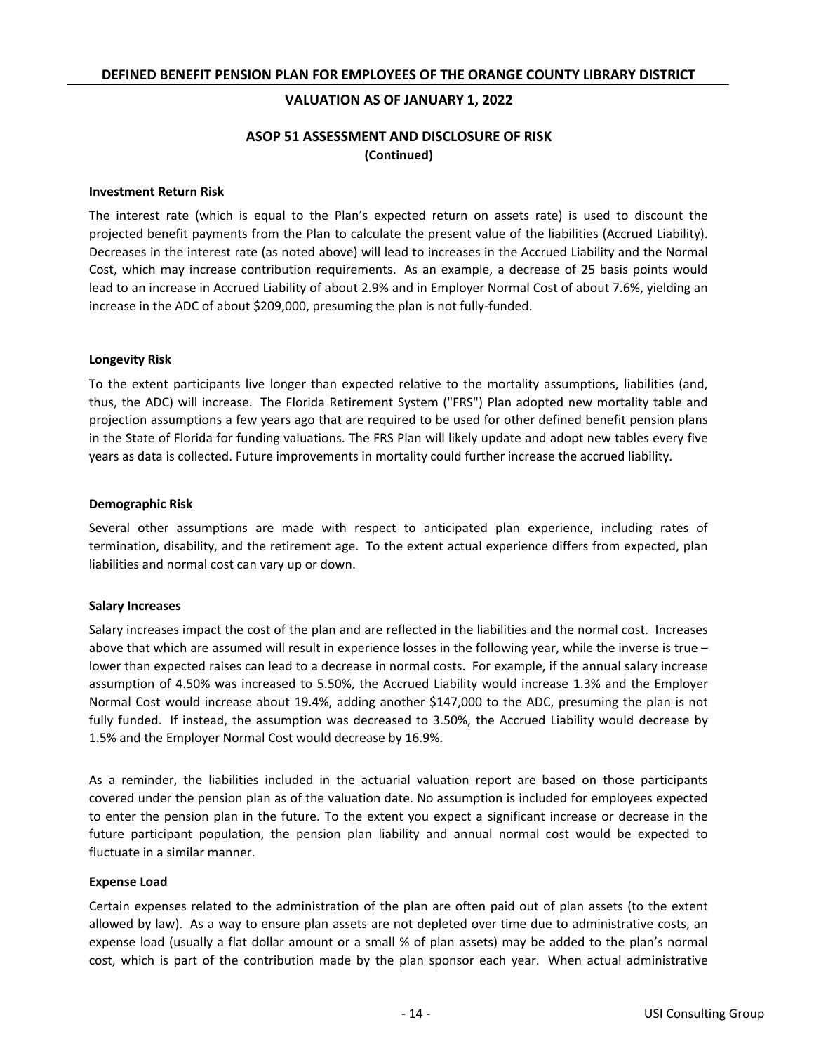## ASOP 51 ASSESSMENT AND DISCLOSURE OF RISK
**(Continued)**

**Investment Return Risk**

The interest rate (which is equal to the Plan's expected return on assets rate) is used to discount the projected benefit payments from the Plan to calculate the present value of the liabilities (Accrued Liability). Decreases in the interest rate (as noted above) will lead to increases in the Accrued Liability and the Normal Cost, which may increase contribution requirements. As an example, a decrease of 25 basis points would lead to an increase in Accrued Liability of about 2.9% and in Employer Normal Cost of about 7.6%, yielding an increase in the ADC of about $209,000, presuming the plan is not fully-funded.

**Longevity Risk**

To the extent participants live longer than expected relative to the mortality assumptions, liabilities (and, thus, the ADC) will increase. The Florida Retirement System ("FRS") Plan adopted new mortality table and projection assumptions a few years ago that are required to be used for other defined benefit pension plans in the State of Florida for funding valuations. The FRS Plan will likely update and adopt new tables every five years as data is collected. Future improvements in mortality could further increase the accrued liability.

**Demographic Risk**

Several other assumptions are made with respect to anticipated plan experience, including rates of termination, disability, and the retirement age. To the extent actual experience differs from expected, plan liabilities and normal cost can vary up or down.

**Salary Increases**

Salary increases impact the cost of the plan and are reflected in the liabilities and the normal cost. Increases above that which are assumed will result in experience losses in the following year, while the inverse is true – lower than expected raises can lead to a decrease in normal costs. For example, if the annual salary increase assumption of 4.50% was increased to 5.50%, the Accrued Liability would increase 1.3% and the Employer Normal Cost would increase about 19.4%, adding another $147,000 to the ADC, presuming the plan is not fully funded. If instead, the assumption was decreased to 3.50%, the Accrued Liability would decrease by 1.5% and the Employer Normal Cost would decrease by 16.9%.

As a reminder, the liabilities included in the actuarial valuation report are based on those participants covered under the pension plan as of the valuation date. No assumption is included for employees expected to enter the pension plan in the future. To the extent you expect a significant increase or decrease in the future participant population, the pension plan liability and annual normal cost would be expected to fluctuate in a similar manner.

**Expense Load**

Certain expenses related to the administration of the plan are often paid out of plan assets (to the extent allowed by law). As a way to ensure plan assets are not depleted over time due to administrative costs, an expense load (usually a flat dollar amount or a small % of plan assets) may be added to the plan's normal cost, which is part of the contribution made by the plan sponsor each year. When actual administrative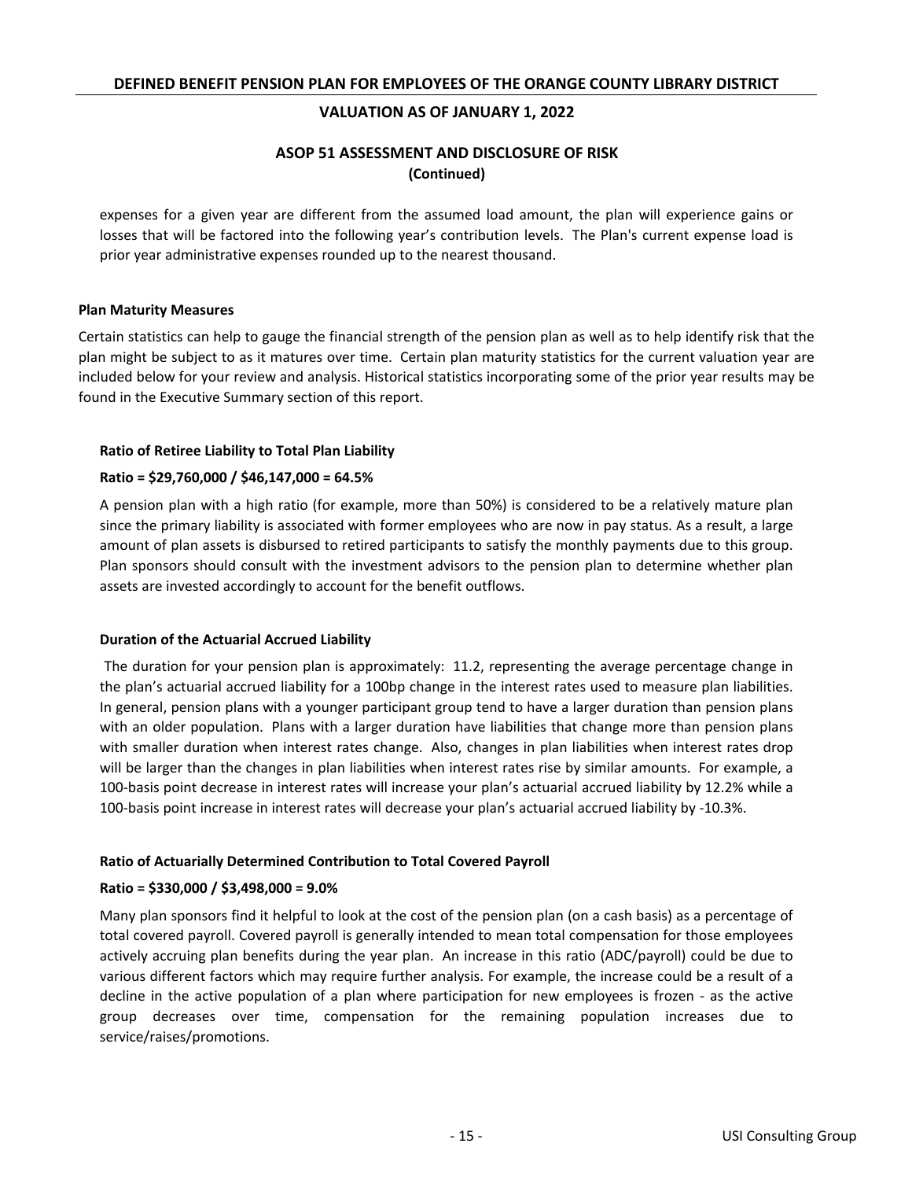## ASOP 51 ASSESSMENT AND DISCLOSURE OF RISK
**(Continued)**

expenses for a given year are different from the assumed load amount, the plan will experience gains or losses that will be factored into the following year's contribution levels. The Plan's current expense load is prior year administrative expenses rounded up to the nearest thousand.

### Plan Maturity Measures

Certain statistics can help to gauge the financial strength of the pension plan as well as to help identify risk that the plan might be subject to as it matures over time. Certain plan maturity statistics for the current valuation year are included below for your review and analysis. Historical statistics incorporating some of the prior year results may be found in the Executive Summary section of this report.

#### Ratio of Retiree Liability to Total Plan Liability

**Ratio = $29,760,000 / $46,147,000 = 64.5%**

A pension plan with a high ratio (for example, more than 50%) is considered to be a relatively mature plan since the primary liability is associated with former employees who are now in pay status. As a result, a large amount of plan assets is disbursed to retired participants to satisfy the monthly payments due to this group. Plan sponsors should consult with the investment advisors to the pension plan to determine whether plan assets are invested accordingly to account for the benefit outflows.

#### Duration of the Actuarial Accrued Liability

The duration for your pension plan is approximately: 11.2, representing the average percentage change in the plan's actuarial accrued liability for a 100bp change in the interest rates used to measure plan liabilities. In general, pension plans with a younger participant group tend to have a larger duration than pension plans with an older population. Plans with a larger duration have liabilities that change more than pension plans with smaller duration when interest rates change. Also, changes in plan liabilities when interest rates drop will be larger than the changes in plan liabilities when interest rates rise by similar amounts. For example, a 100-basis point decrease in interest rates will increase your plan's actuarial accrued liability by 12.2% while a 100-basis point increase in interest rates will decrease your plan's actuarial accrued liability by -10.3%.

#### Ratio of Actuarially Determined Contribution to Total Covered Payroll

**Ratio = $330,000 / $3,498,000 = 9.0%**

Many plan sponsors find it helpful to look at the cost of the pension plan (on a cash basis) as a percentage of total covered payroll. Covered payroll is generally intended to mean total compensation for those employees actively accruing plan benefits during the year plan. An increase in this ratio (ADC/payroll) could be due to various different factors which may require further analysis. For example, the increase could be a result of a decline in the active population of a plan where participation for new employees is frozen - as the active group decreases over time, compensation for the remaining population increases due to service/raises/promotions.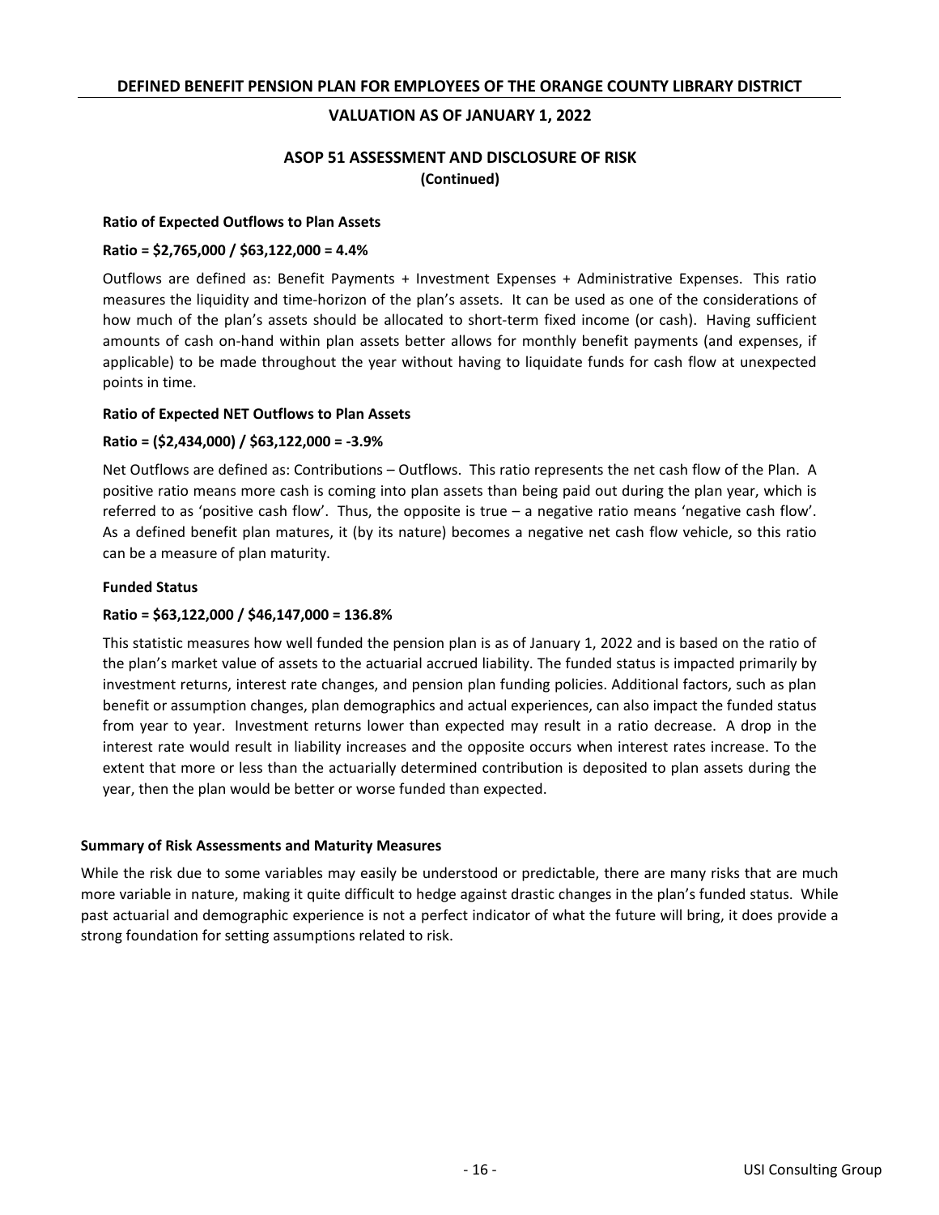## ASOP 51 ASSESSMENT AND DISCLOSURE OF RISK
**(Continued)**

**Ratio of Expected Outflows to Plan Assets**

**Ratio = $2,765,000 / $63,122,000 = 4.4%**

Outflows are defined as: Benefit Payments + Investment Expenses + Administrative Expenses. This ratio measures the liquidity and time-horizon of the plan's assets. It can be used as one of the considerations of how much of the plan's assets should be allocated to short-term fixed income (or cash). Having sufficient amounts of cash on-hand within plan assets better allows for monthly benefit payments (and expenses, if applicable) to be made throughout the year without having to liquidate funds for cash flow at unexpected points in time.

**Ratio of Expected NET Outflows to Plan Assets**

**Ratio = ($2,434,000) / $63,122,000 = -3.9%**

Net Outflows are defined as: Contributions – Outflows. This ratio represents the net cash flow of the Plan. A positive ratio means more cash is coming into plan assets than being paid out during the plan year, which is referred to as 'positive cash flow'. Thus, the opposite is true – a negative ratio means 'negative cash flow'. As a defined benefit plan matures, it (by its nature) becomes a negative net cash flow vehicle, so this ratio can be a measure of plan maturity.

**Funded Status**

**Ratio = $63,122,000 / $46,147,000 = 136.8%**

This statistic measures how well funded the pension plan is as of January 1, 2022 and is based on the ratio of the plan's market value of assets to the actuarial accrued liability. The funded status is impacted primarily by investment returns, interest rate changes, and pension plan funding policies. Additional factors, such as plan benefit or assumption changes, plan demographics and actual experiences, can also impact the funded status from year to year. Investment returns lower than expected may result in a ratio decrease. A drop in the interest rate would result in liability increases and the opposite occurs when interest rates increase. To the extent that more or less than the actuarially determined contribution is deposited to plan assets during the year, then the plan would be better or worse funded than expected.

### Summary of Risk Assessments and Maturity Measures

While the risk due to some variables may easily be understood or predictable, there are many risks that are much more variable in nature, making it quite difficult to hedge against drastic changes in the plan's funded status. While past actuarial and demographic experience is not a perfect indicator of what the future will bring, it does provide a strong foundation for setting assumptions related to risk.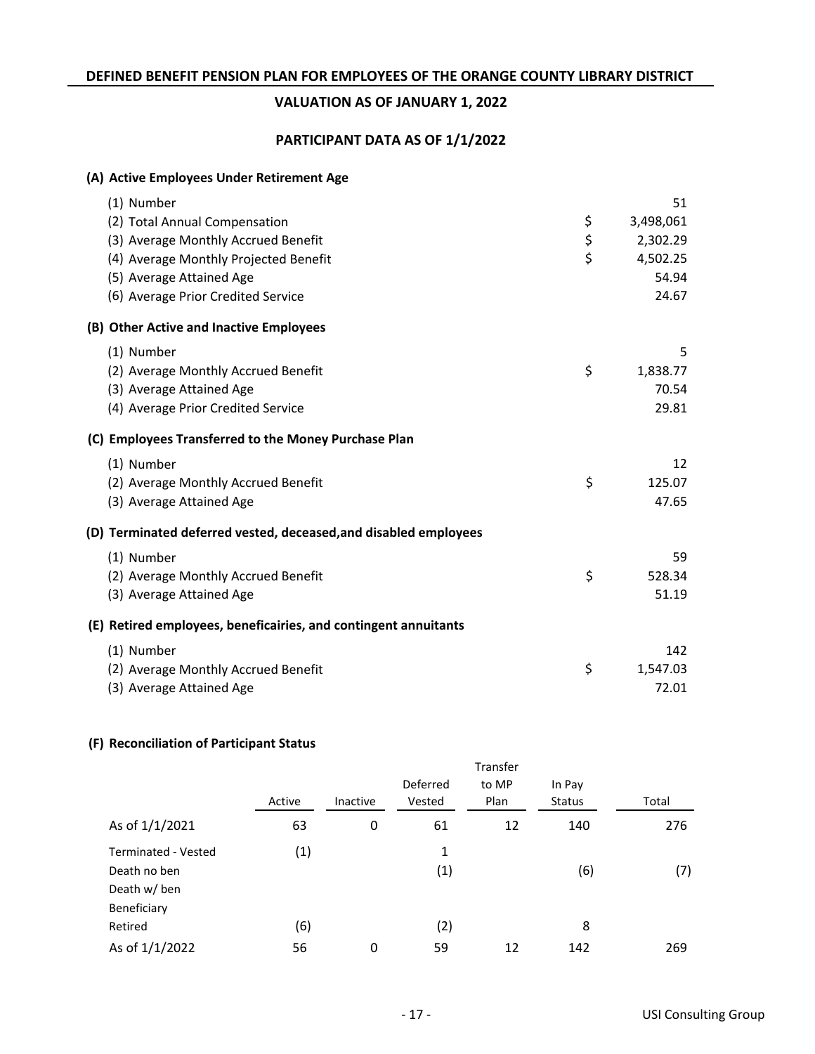**DEFINED BENEFIT PENSION PLAN FOR EMPLOYEES OF THE ORANGE COUNTY LIBRARY DISTRICT**

**VALUATION AS OF JANUARY 1, 2022**

## PARTICIPANT DATA AS OF 1/1/2022

### (A) Active Employees Under Retirement Age

| | | |
|---|---|---|
| (1) Number | | 51 |
| (2) Total Annual Compensation | $ | 3,498,061 |
| (3) Average Monthly Accrued Benefit | $ | 2,302.29 |
| (4) Average Monthly Projected Benefit | $ | 4,502.25 |
| (5) Average Attained Age | | 54.94 |
| (6) Average Prior Credited Service | | 24.67 |

### (B) Other Active and Inactive Employees

| | | |
|---|---|---|
| (1) Number | | 5 |
| (2) Average Monthly Accrued Benefit | $ | 1,838.77 |
| (3) Average Attained Age | | 70.54 |
| (4) Average Prior Credited Service | | 29.81 |

### (C) Employees Transferred to the Money Purchase Plan

| | | |
|---|---|---|
| (1) Number | | 12 |
| (2) Average Monthly Accrued Benefit | $ | 125.07 |
| (3) Average Attained Age | | 47.65 |

### (D) Terminated deferred vested, deceased,and disabled employees

| | | |
|---|---|---|
| (1) Number | | 59 |
| (2) Average Monthly Accrued Benefit | $ | 528.34 |
| (3) Average Attained Age | | 51.19 |

### (E) Retired employees, beneficairies, and contingent annuitants

| | | |
|---|---|---|
| (1) Number | | 142 |
| (2) Average Monthly Accrued Benefit | $ | 1,547.03 |
| (3) Average Attained Age | | 72.01 |

### (F) Reconciliation of Participant Status

| | Active | Inactive | Deferred Vested | Transfer to MP Plan | In Pay Status | Total |
|---|---|---|---|---|---|---|
| As of 1/1/2021 | 63 | 0 | 61 | 12 | 140 | 276 |
| Terminated - Vested | (1) | | 1 | | | |
| Death no ben | | | (1) | | (6) | (7) |
| Death w/ ben | | | | | | |
| Beneficiary | | | | | | |
| Retired | (6) | | (2) | | 8 | |
| As of 1/1/2022 | 56 | 0 | 59 | 12 | 142 | 269 |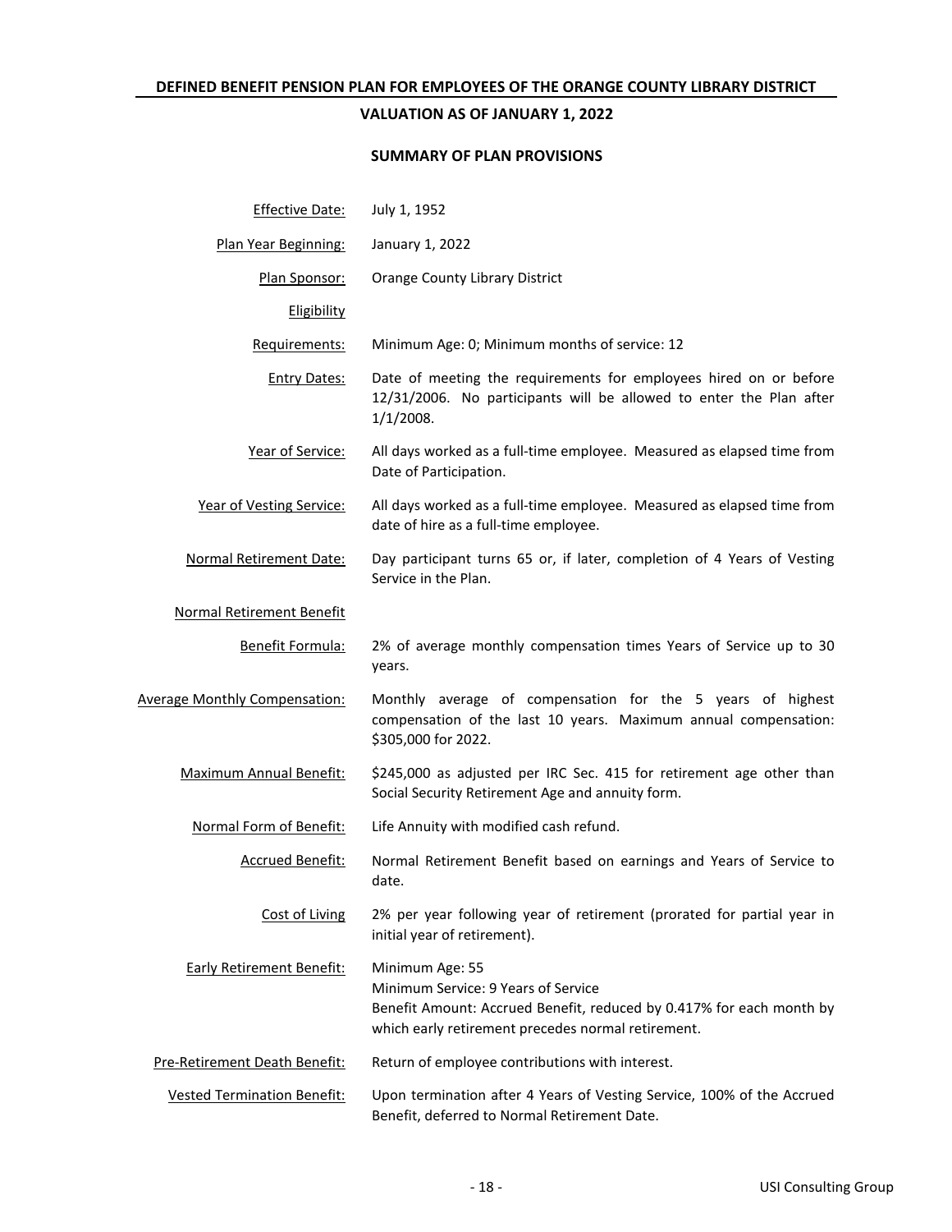# DEFINED BENEFIT PENSION PLAN FOR EMPLOYEES OF THE ORANGE COUNTY LIBRARY DISTRICT

## VALUATION AS OF JANUARY 1, 2022

### SUMMARY OF PLAN PROVISIONS

| | |
|---|---|
| Effective Date: | July 1, 1952 |
| Plan Year Beginning: | January 1, 2022 |
| Plan Sponsor: | Orange County Library District |
| Eligibility | |
| Requirements: | Minimum Age: 0; Minimum months of service: 12 |
| Entry Dates: | Date of meeting the requirements for employees hired on or before 12/31/2006. No participants will be allowed to enter the Plan after 1/1/2008. |
| Year of Service: | All days worked as a full-time employee. Measured as elapsed time from Date of Participation. |
| Year of Vesting Service: | All days worked as a full-time employee. Measured as elapsed time from date of hire as a full-time employee. |
| Normal Retirement Date: | Day participant turns 65 or, if later, completion of 4 Years of Vesting Service in the Plan. |
| Normal Retirement Benefit | |
| Benefit Formula: | 2% of average monthly compensation times Years of Service up to 30 years. |
| Average Monthly Compensation: | Monthly average of compensation for the 5 years of highest compensation of the last 10 years. Maximum annual compensation: $305,000 for 2022. |
| Maximum Annual Benefit: | $245,000 as adjusted per IRC Sec. 415 for retirement age other than Social Security Retirement Age and annuity form. |
| Normal Form of Benefit: | Life Annuity with modified cash refund. |
| Accrued Benefit: | Normal Retirement Benefit based on earnings and Years of Service to date. |
| Cost of Living | 2% per year following year of retirement (prorated for partial year in initial year of retirement). |
| Early Retirement Benefit: | Minimum Age: 55<br>Minimum Service: 9 Years of Service<br>Benefit Amount: Accrued Benefit, reduced by 0.417% for each month by which early retirement precedes normal retirement. |
| Pre-Retirement Death Benefit: | Return of employee contributions with interest. |
| Vested Termination Benefit: | Upon termination after 4 Years of Vesting Service, 100% of the Accrued Benefit, deferred to Normal Retirement Date. |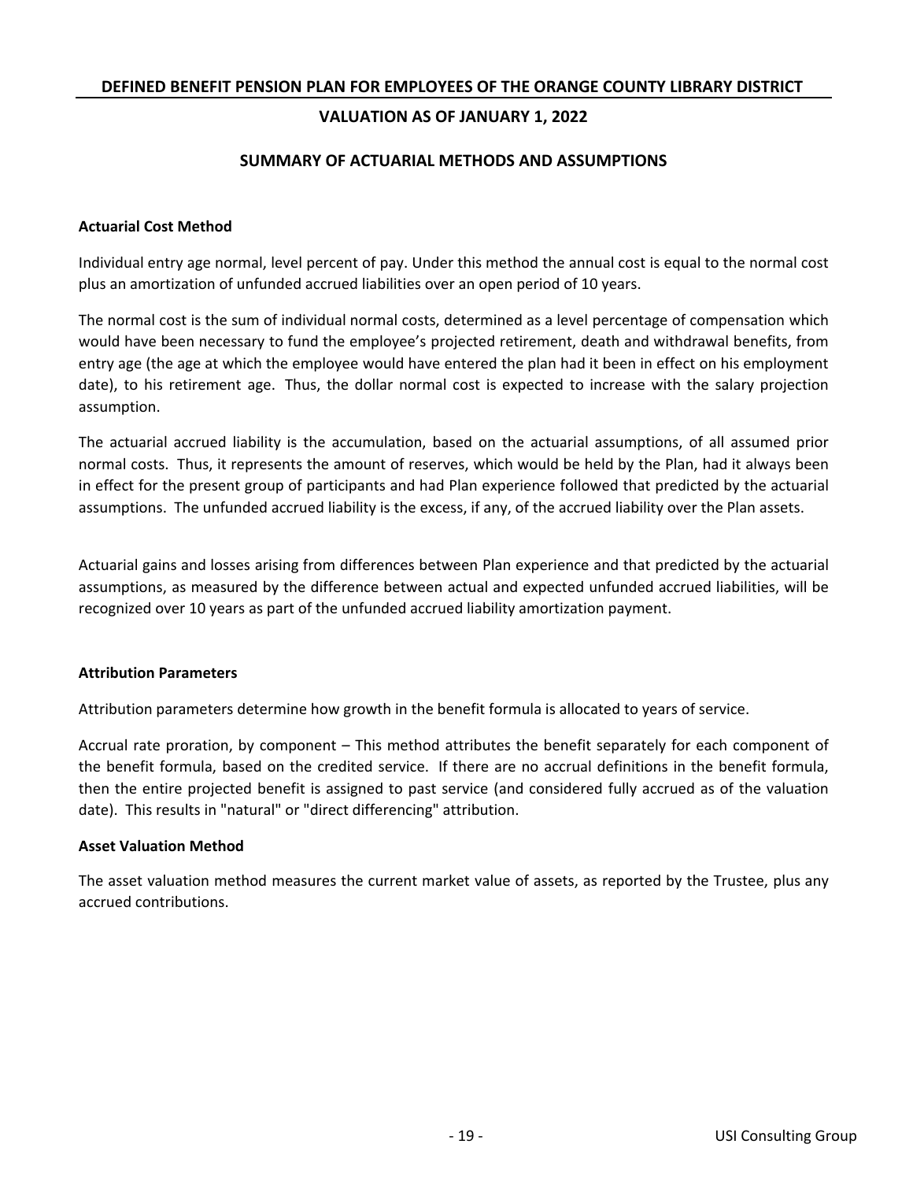# DEFINED BENEFIT PENSION PLAN FOR EMPLOYEES OF THE ORANGE COUNTY LIBRARY DISTRICT

## VALUATION AS OF JANUARY 1, 2022

## SUMMARY OF ACTUARIAL METHODS AND ASSUMPTIONS

**Actuarial Cost Method**

Individual entry age normal, level percent of pay. Under this method the annual cost is equal to the normal cost plus an amortization of unfunded accrued liabilities over an open period of 10 years.

The normal cost is the sum of individual normal costs, determined as a level percentage of compensation which would have been necessary to fund the employee's projected retirement, death and withdrawal benefits, from entry age (the age at which the employee would have entered the plan had it been in effect on his employment date), to his retirement age. Thus, the dollar normal cost is expected to increase with the salary projection assumption.

The actuarial accrued liability is the accumulation, based on the actuarial assumptions, of all assumed prior normal costs. Thus, it represents the amount of reserves, which would be held by the Plan, had it always been in effect for the present group of participants and had Plan experience followed that predicted by the actuarial assumptions. The unfunded accrued liability is the excess, if any, of the accrued liability over the Plan assets.

Actuarial gains and losses arising from differences between Plan experience and that predicted by the actuarial assumptions, as measured by the difference between actual and expected unfunded accrued liabilities, will be recognized over 10 years as part of the unfunded accrued liability amortization payment.

**Attribution Parameters**

Attribution parameters determine how growth in the benefit formula is allocated to years of service.

Accrual rate proration, by component – This method attributes the benefit separately for each component of the benefit formula, based on the credited service. If there are no accrual definitions in the benefit formula, then the entire projected benefit is assigned to past service (and considered fully accrued as of the valuation date). This results in "natural" or "direct differencing" attribution.

**Asset Valuation Method**

The asset valuation method measures the current market value of assets, as reported by the Trustee, plus any accrued contributions.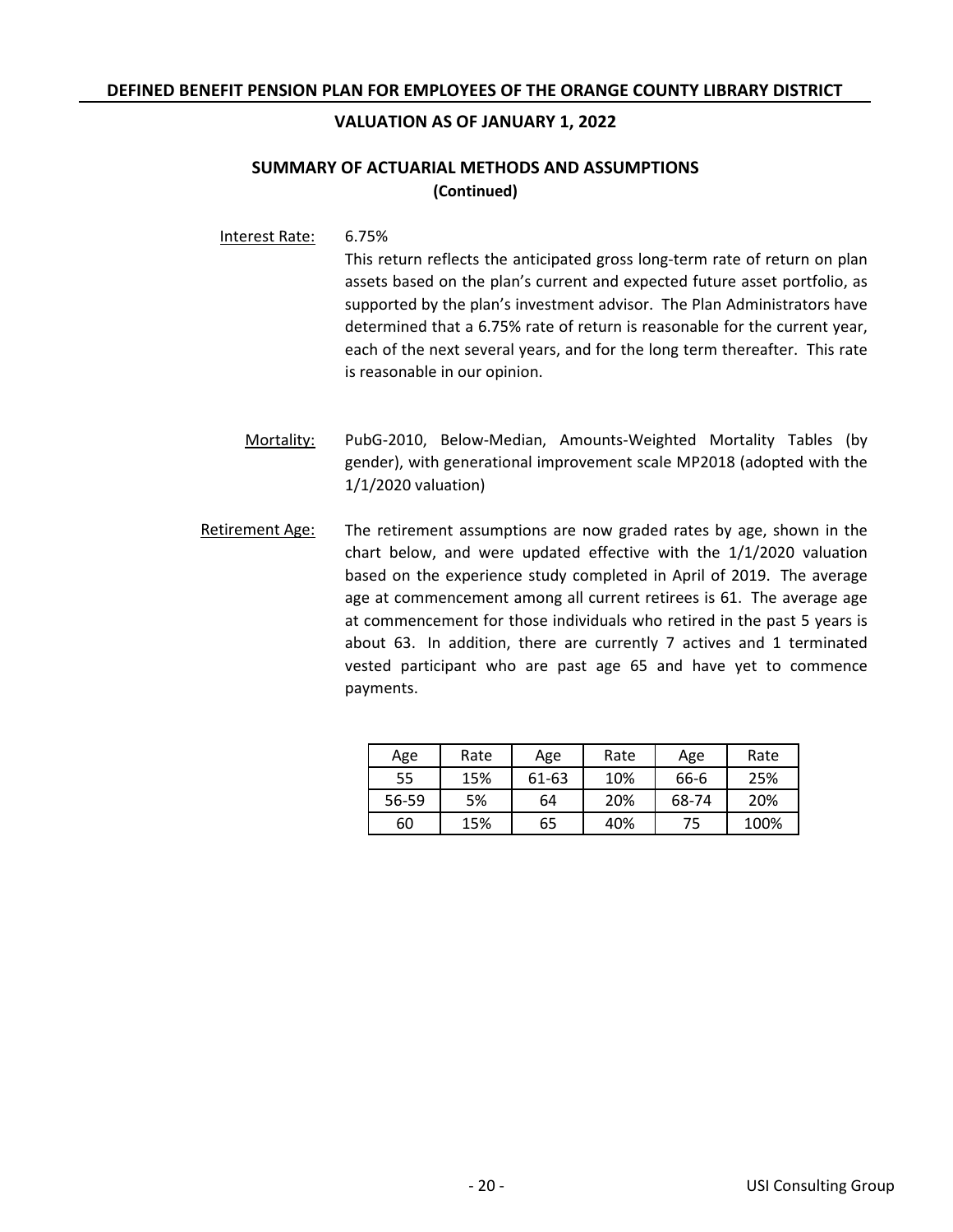**DEFINED BENEFIT PENSION PLAN FOR EMPLOYEES OF THE ORANGE COUNTY LIBRARY DISTRICT**

**VALUATION AS OF JANUARY 1, 2022**

## SUMMARY OF ACTUARIAL METHODS AND ASSUMPTIONS
**(Continued)**

Interest Rate: 6.75%

This return reflects the anticipated gross long-term rate of return on plan assets based on the plan's current and expected future asset portfolio, as supported by the plan's investment advisor. The Plan Administrators have determined that a 6.75% rate of return is reasonable for the current year, each of the next several years, and for the long term thereafter. This rate is reasonable in our opinion.

Mortality: PubG-2010, Below-Median, Amounts-Weighted Mortality Tables (by gender), with generational improvement scale MP2018 (adopted with the 1/1/2020 valuation)

Retirement Age: The retirement assumptions are now graded rates by age, shown in the chart below, and were updated effective with the 1/1/2020 valuation based on the experience study completed in April of 2019. The average age at commencement among all current retirees is 61. The average age at commencement for those individuals who retired in the past 5 years is about 63. In addition, there are currently 7 actives and 1 terminated vested participant who are past age 65 and have yet to commence payments.

| Age | Rate | Age | Rate | Age | Rate |
|---|---|---|---|---|---|
| 55 | 15% | 61-63 | 10% | 66-6 | 25% |
| 56-59 | 5% | 64 | 20% | 68-74 | 20% |
| 60 | 15% | 65 | 40% | 75 | 100% |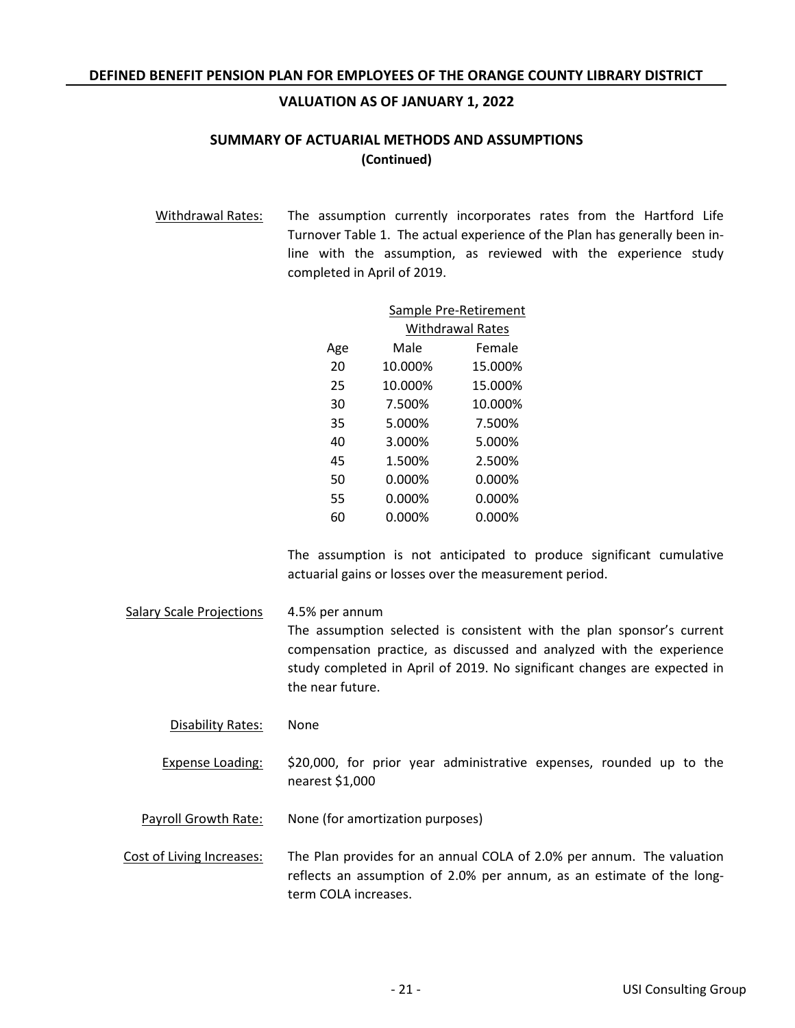## SUMMARY OF ACTUARIAL METHODS AND ASSUMPTIONS
**(Continued)**

Withdrawal Rates: The assumption currently incorporates rates from the Hartford Life Turnover Table 1. The actual experience of the Plan has generally been in-line with the assumption, as reviewed with the experience study completed in April of 2019.

| | Sample Pre-Retirement Withdrawal Rates | |
|---|---|---|
| Age | Male | Female |
| 20 | 10.000% | 15.000% |
| 25 | 10.000% | 15.000% |
| 30 | 7.500% | 10.000% |
| 35 | 5.000% | 7.500% |
| 40 | 3.000% | 5.000% |
| 45 | 1.500% | 2.500% |
| 50 | 0.000% | 0.000% |
| 55 | 0.000% | 0.000% |
| 60 | 0.000% | 0.000% |

The assumption is not anticipated to produce significant cumulative actuarial gains or losses over the measurement period.

Salary Scale Projections: 4.5% per annum
The assumption selected is consistent with the plan sponsor's current compensation practice, as discussed and analyzed with the experience study completed in April of 2019. No significant changes are expected in the near future.

Disability Rates: None

Expense Loading: $20,000, for prior year administrative expenses, rounded up to the nearest $1,000

Payroll Growth Rate: None (for amortization purposes)

Cost of Living Increases: The Plan provides for an annual COLA of 2.0% per annum. The valuation reflects an assumption of 2.0% per annum, as an estimate of the long-term COLA increases.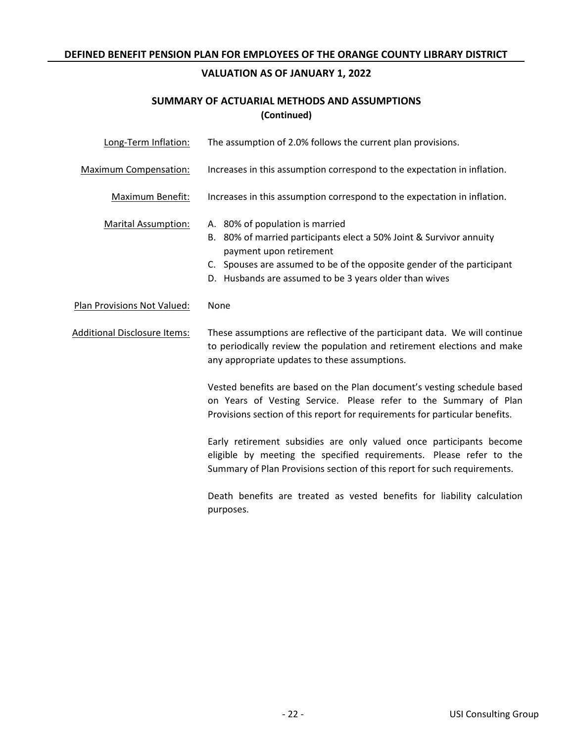## SUMMARY OF ACTUARIAL METHODS AND ASSUMPTIONS
**(Continued)**

Long-Term Inflation: The assumption of 2.0% follows the current plan provisions.

Maximum Compensation: Increases in this assumption correspond to the expectation in inflation.

Maximum Benefit: Increases in this assumption correspond to the expectation in inflation.

Marital Assumption:

A. 80% of population is married
B. 80% of married participants elect a 50% Joint & Survivor annuity payment upon retirement
C. Spouses are assumed to be of the opposite gender of the participant
D. Husbands are assumed to be 3 years older than wives

Plan Provisions Not Valued: None

Additional Disclosure Items: These assumptions are reflective of the participant data. We will continue to periodically review the population and retirement elections and make any appropriate updates to these assumptions.

Vested benefits are based on the Plan document's vesting schedule based on Years of Vesting Service. Please refer to the Summary of Plan Provisions section of this report for requirements for particular benefits.

Early retirement subsidies are only valued once participants become eligible by meeting the specified requirements. Please refer to the Summary of Plan Provisions section of this report for such requirements.

Death benefits are treated as vested benefits for liability calculation purposes.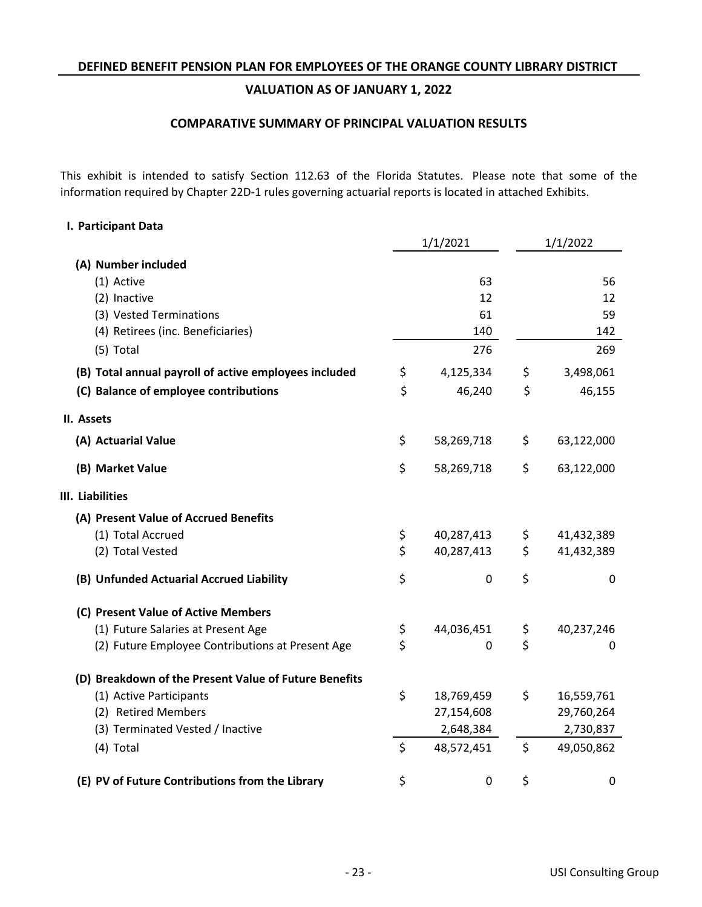## DEFINED BENEFIT PENSION PLAN FOR EMPLOYEES OF THE ORANGE COUNTY LIBRARY DISTRICT

### VALUATION AS OF JANUARY 1, 2022

### COMPARATIVE SUMMARY OF PRINCIPAL VALUATION RESULTS

This exhibit is intended to satisfy Section 112.63 of the Florida Statutes. Please note that some of the information required by Chapter 22D-1 rules governing actuarial reports is located in attached Exhibits.

| | 1/1/2021 | 1/1/2022 |
|---|---|---|
| **I. Participant Data** | | |
| **(A) Number included** | | |
| (1) Active | 63 | 56 |
| (2) Inactive | 12 | 12 |
| (3) Vested Terminations | 61 | 59 |
| (4) Retirees (inc. Beneficiaries) | 140 | 142 |
| (5) Total | 276 | 269 |
| **(B) Total annual payroll of active employees included** | $ 4,125,334 | $ 3,498,061 |
| **(C) Balance of employee contributions** | $ 46,240 | $ 46,155 |
| **II. Assets** | | |
| **(A) Actuarial Value** | $ 58,269,718 | $ 63,122,000 |
| **(B) Market Value** | $ 58,269,718 | $ 63,122,000 |
| **III. Liabilities** | | |
| **(A) Present Value of Accrued Benefits** | | |
| (1) Total Accrued | $ 40,287,413 | $ 41,432,389 |
| (2) Total Vested | $ 40,287,413 | $ 41,432,389 |
| **(B) Unfunded Actuarial Accrued Liability** | $ 0 | $ 0 |
| **(C) Present Value of Active Members** | | |
| (1) Future Salaries at Present Age | $ 44,036,451 | $ 40,237,246 |
| (2) Future Employee Contributions at Present Age | $ 0 | $ 0 |
| **(D) Breakdown of the Present Value of Future Benefits** | | |
| (1) Active Participants | $ 18,769,459 | $ 16,559,761 |
| (2) Retired Members | 27,154,608 | 29,760,264 |
| (3) Terminated Vested / Inactive | 2,648,384 | 2,730,837 |
| (4) Total | $ 48,572,451 | $ 49,050,862 |
| **(E) PV of Future Contributions from the Library** | $ 0 | $ 0 |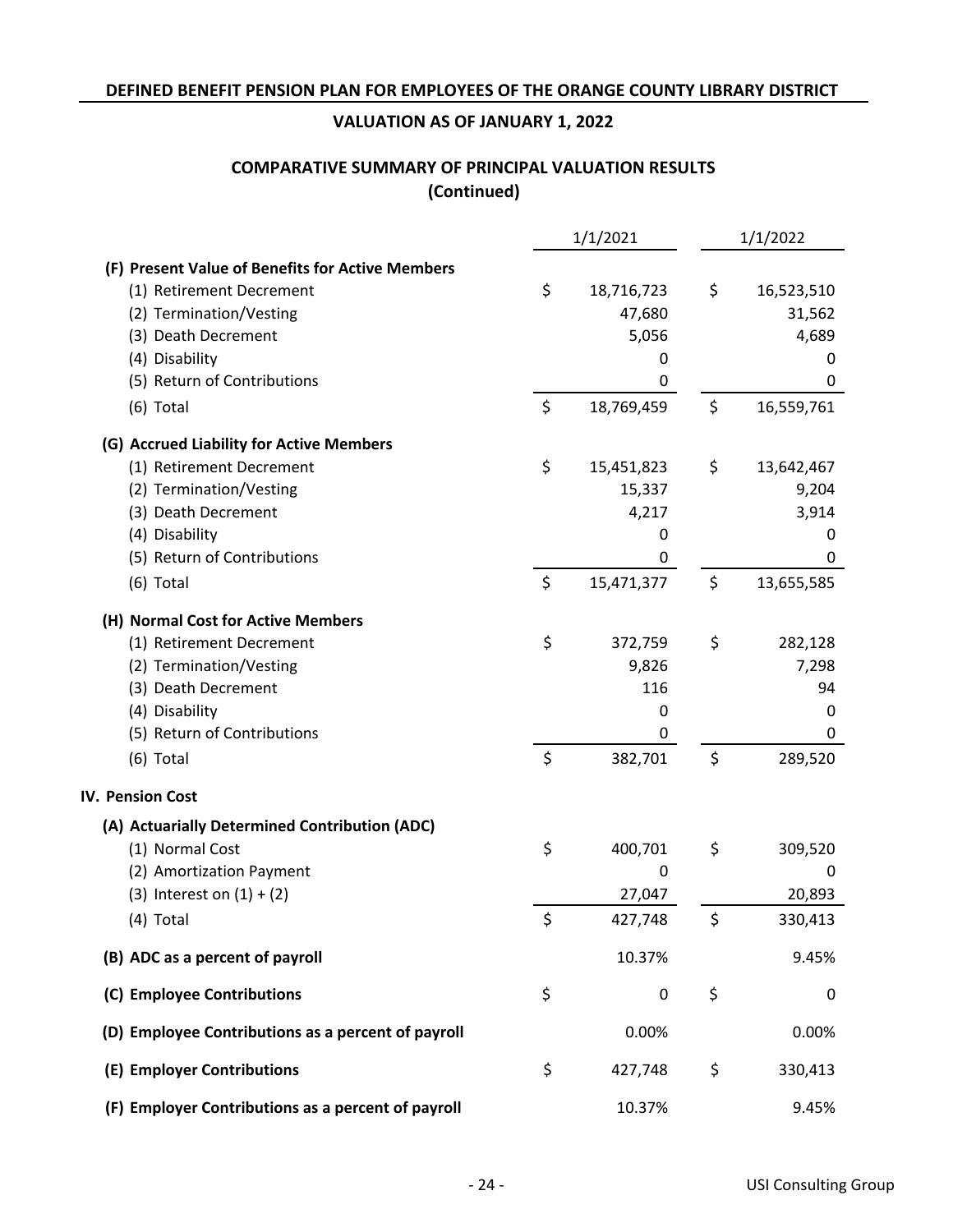**DEFINED BENEFIT PENSION PLAN FOR EMPLOYEES OF THE ORANGE COUNTY LIBRARY DISTRICT**

**VALUATION AS OF JANUARY 1, 2022**

## COMPARATIVE SUMMARY OF PRINCIPAL VALUATION RESULTS (Continued)

| | 1/1/2021 | 1/1/2022 |
|---|---|---|
| **(F) Present Value of Benefits for Active Members** | | |
| (1) Retirement Decrement | $ 18,716,723 | $ 16,523,510 |
| (2) Termination/Vesting | 47,680 | 31,562 |
| (3) Death Decrement | 5,056 | 4,689 |
| (4) Disability | 0 | 0 |
| (5) Return of Contributions | 0 | 0 |
| (6) Total | $ 18,769,459 | $ 16,559,761 |
| **(G) Accrued Liability for Active Members** | | |
| (1) Retirement Decrement | $ 15,451,823 | $ 13,642,467 |
| (2) Termination/Vesting | 15,337 | 9,204 |
| (3) Death Decrement | 4,217 | 3,914 |
| (4) Disability | 0 | 0 |
| (5) Return of Contributions | 0 | 0 |
| (6) Total | $ 15,471,377 | $ 13,655,585 |
| **(H) Normal Cost for Active Members** | | |
| (1) Retirement Decrement | $ 372,759 | $ 282,128 |
| (2) Termination/Vesting | 9,826 | 7,298 |
| (3) Death Decrement | 116 | 94 |
| (4) Disability | 0 | 0 |
| (5) Return of Contributions | 0 | 0 |
| (6) Total | $ 382,701 | $ 289,520 |
| **IV. Pension Cost** | | |
| **(A) Actuarially Determined Contribution (ADC)** | | |
| (1) Normal Cost | $ 400,701 | $ 309,520 |
| (2) Amortization Payment | 0 | 0 |
| (3) Interest on (1) + (2) | 27,047 | 20,893 |
| (4) Total | $ 427,748 | $ 330,413 |
| **(B) ADC as a percent of payroll** | 10.37% | 9.45% |
| **(C) Employee Contributions** | $ 0 | $ 0 |
| **(D) Employee Contributions as a percent of payroll** | 0.00% | 0.00% |
| **(E) Employer Contributions** | $ 427,748 | $ 330,413 |
| **(F) Employer Contributions as a percent of payroll** | 10.37% | 9.45% |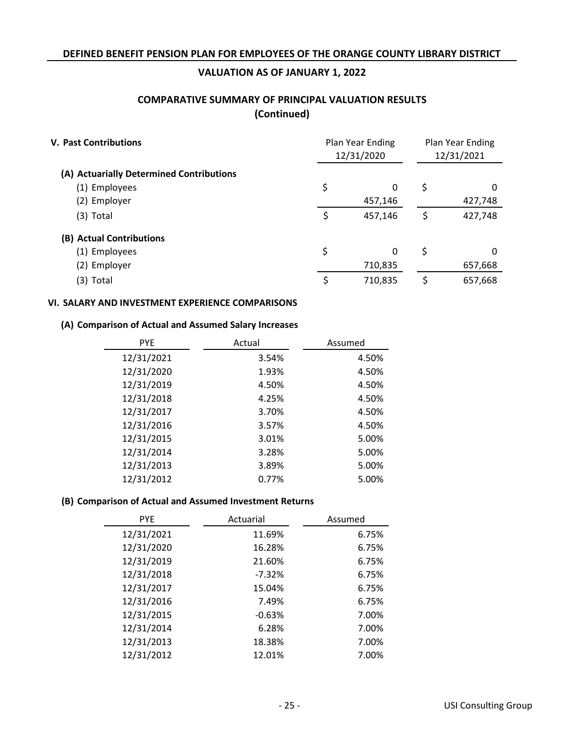**DEFINED BENEFIT PENSION PLAN FOR EMPLOYEES OF THE ORANGE COUNTY LIBRARY DISTRICT**

**VALUATION AS OF JANUARY 1, 2022**

## COMPARATIVE SUMMARY OF PRINCIPAL VALUATION RESULTS
## (Continued)

| V. Past Contributions | Plan Year Ending 12/31/2020 | Plan Year Ending 12/31/2021 |
|---|---|---|
| **(A) Actuarially Determined Contributions** | | |
| (1) Employees | $ 0 | $ 0 |
| (2) Employer | 457,146 | 427,748 |
| (3) Total | $ 457,146 | $ 427,748 |
| **(B) Actual Contributions** | | |
| (1) Employees | $ 0 | $ 0 |
| (2) Employer | 710,835 | 657,668 |
| (3) Total | $ 710,835 | $ 657,668 |

### VI. SALARY AND INVESTMENT EXPERIENCE COMPARISONS

**(A) Comparison of Actual and Assumed Salary Increases**

| PYE | Actual | Assumed |
|---|---|---|
| 12/31/2021 | 3.54% | 4.50% |
| 12/31/2020 | 1.93% | 4.50% |
| 12/31/2019 | 4.50% | 4.50% |
| 12/31/2018 | 4.25% | 4.50% |
| 12/31/2017 | 3.70% | 4.50% |
| 12/31/2016 | 3.57% | 4.50% |
| 12/31/2015 | 3.01% | 5.00% |
| 12/31/2014 | 3.28% | 5.00% |
| 12/31/2013 | 3.89% | 5.00% |
| 12/31/2012 | 0.77% | 5.00% |

**(B) Comparison of Actual and Assumed Investment Returns**

| PYE | Actuarial | Assumed |
|---|---|---|
| 12/31/2021 | 11.69% | 6.75% |
| 12/31/2020 | 16.28% | 6.75% |
| 12/31/2019 | 21.60% | 6.75% |
| 12/31/2018 | -7.32% | 6.75% |
| 12/31/2017 | 15.04% | 6.75% |
| 12/31/2016 | 7.49% | 6.75% |
| 12/31/2015 | -0.63% | 7.00% |
| 12/31/2014 | 6.28% | 7.00% |
| 12/31/2013 | 18.38% | 7.00% |
| 12/31/2012 | 12.01% | 7.00% |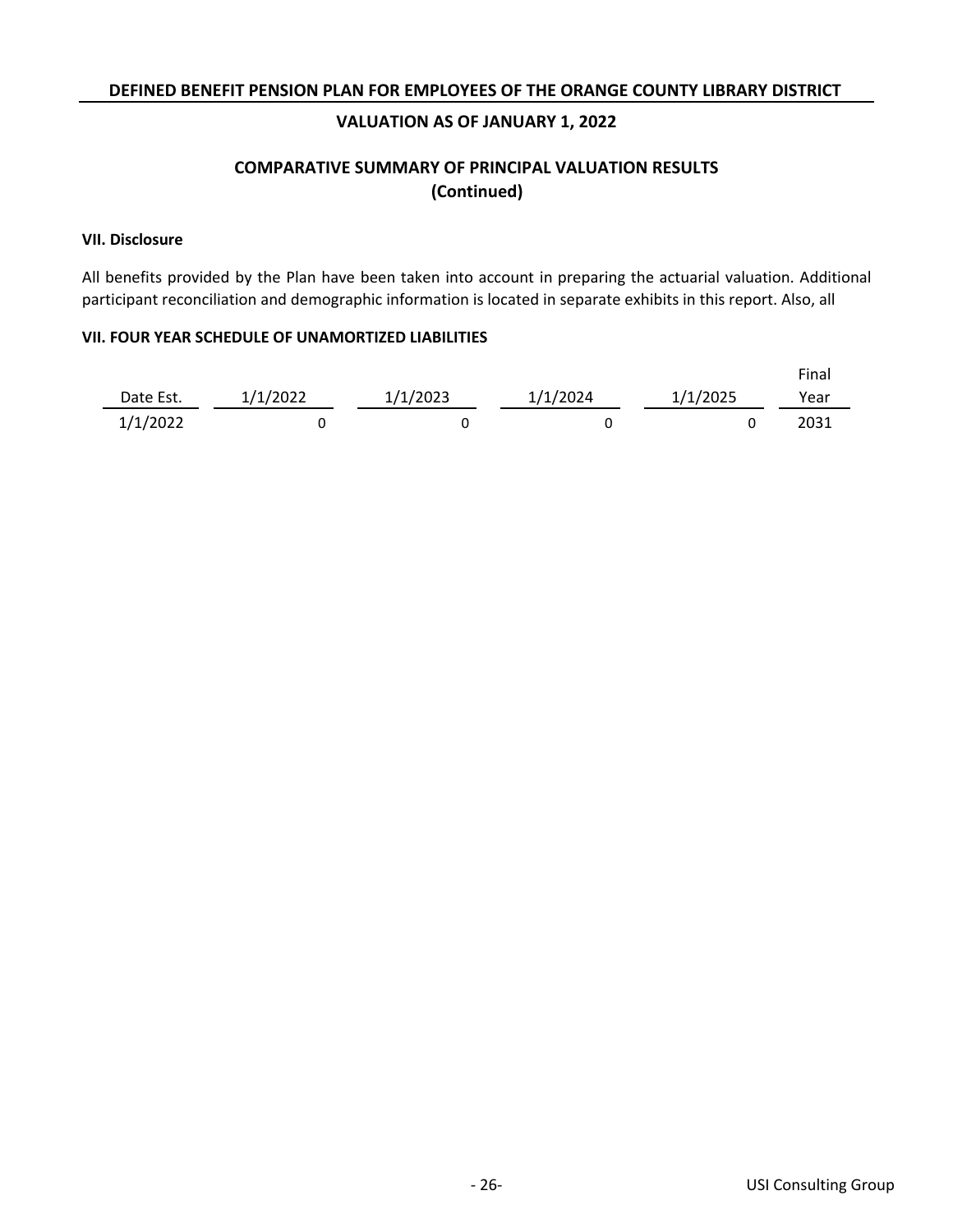# DEFINED BENEFIT PENSION PLAN FOR EMPLOYEES OF THE ORANGE COUNTY LIBRARY DISTRICT

## VALUATION AS OF JANUARY 1, 2022

## COMPARATIVE SUMMARY OF PRINCIPAL VALUATION RESULTS (Continued)

**VII. Disclosure**

All benefits provided by the Plan have been taken into account in preparing the actuarial valuation. Additional participant reconciliation and demographic information is located in separate exhibits in this report. Also, all

**VII. FOUR YEAR SCHEDULE OF UNAMORTIZED LIABILITIES**

| Date Est. | 1/1/2022 | 1/1/2023 | 1/1/2024 | 1/1/2025 | Final Year |
|---|---|---|---|---|---|
| 1/1/2022 | 0 | 0 | 0 | 0 | 2031 |